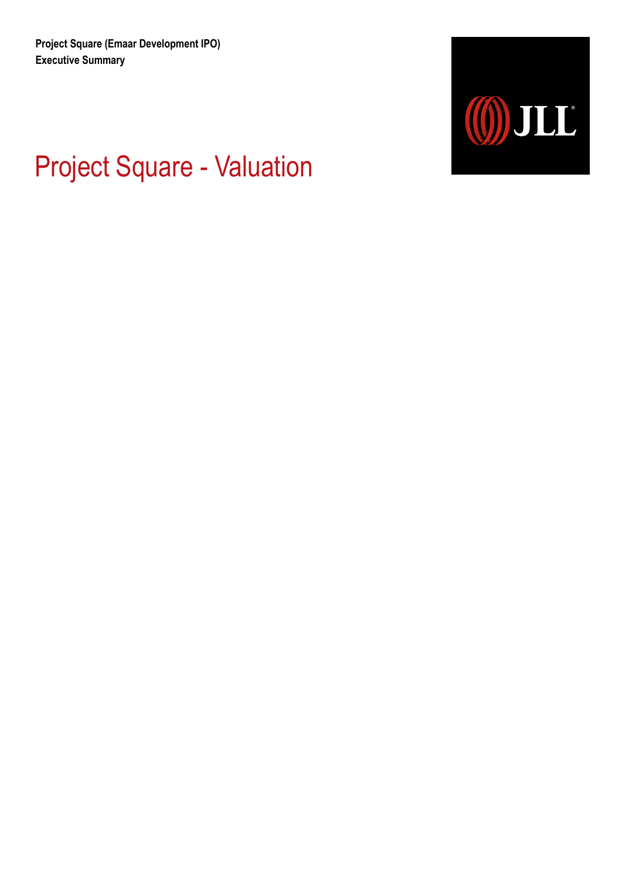**Project Square (Emaar Development IPO)**
**Executive Summary**

# Project Square - Valuation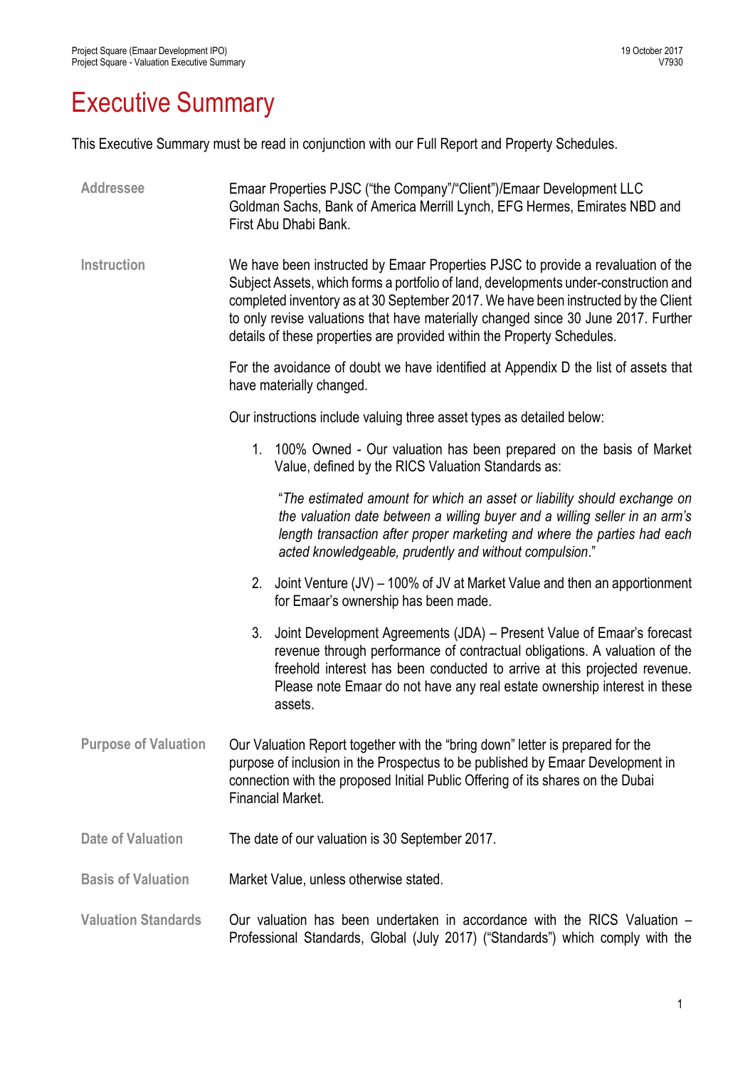# Executive Summary

This Executive Summary must be read in conjunction with our Full Report and Property Schedules.

**Addressee**

Emaar Properties PJSC ("the Company"/"Client")/Emaar Development LLC
Goldman Sachs, Bank of America Merrill Lynch, EFG Hermes, Emirates NBD and First Abu Dhabi Bank.

**Instruction**

We have been instructed by Emaar Properties PJSC to provide a revaluation of the Subject Assets, which forms a portfolio of land, developments under-construction and completed inventory as at 30 September 2017. We have been instructed by the Client to only revise valuations that have materially changed since 30 June 2017. Further details of these properties are provided within the Property Schedules.

For the avoidance of doubt we have identified at Appendix D the list of assets that have materially changed.

Our instructions include valuing three asset types as detailed below:

1. 100% Owned - Our valuation has been prepared on the basis of Market Value, defined by the RICS Valuation Standards as:

   "*The estimated amount for which an asset or liability should exchange on the valuation date between a willing buyer and a willing seller in an arm's length transaction after proper marketing and where the parties had each acted knowledgeable, prudently and without compulsion*."

2. Joint Venture (JV) – 100% of JV at Market Value and then an apportionment for Emaar's ownership has been made.

3. Joint Development Agreements (JDA) – Present Value of Emaar's forecast revenue through performance of contractual obligations. A valuation of the freehold interest has been conducted to arrive at this projected revenue. Please note Emaar do not have any real estate ownership interest in these assets.

**Purpose of Valuation**

Our Valuation Report together with the "bring down" letter is prepared for the purpose of inclusion in the Prospectus to be published by Emaar Development in connection with the proposed Initial Public Offering of its shares on the Dubai Financial Market.

**Date of Valuation**

The date of our valuation is 30 September 2017.

**Basis of Valuation**

Market Value, unless otherwise stated.

**Valuation Standards**

Our valuation has been undertaken in accordance with the RICS Valuation – Professional Standards, Global (July 2017) ("Standards") which comply with the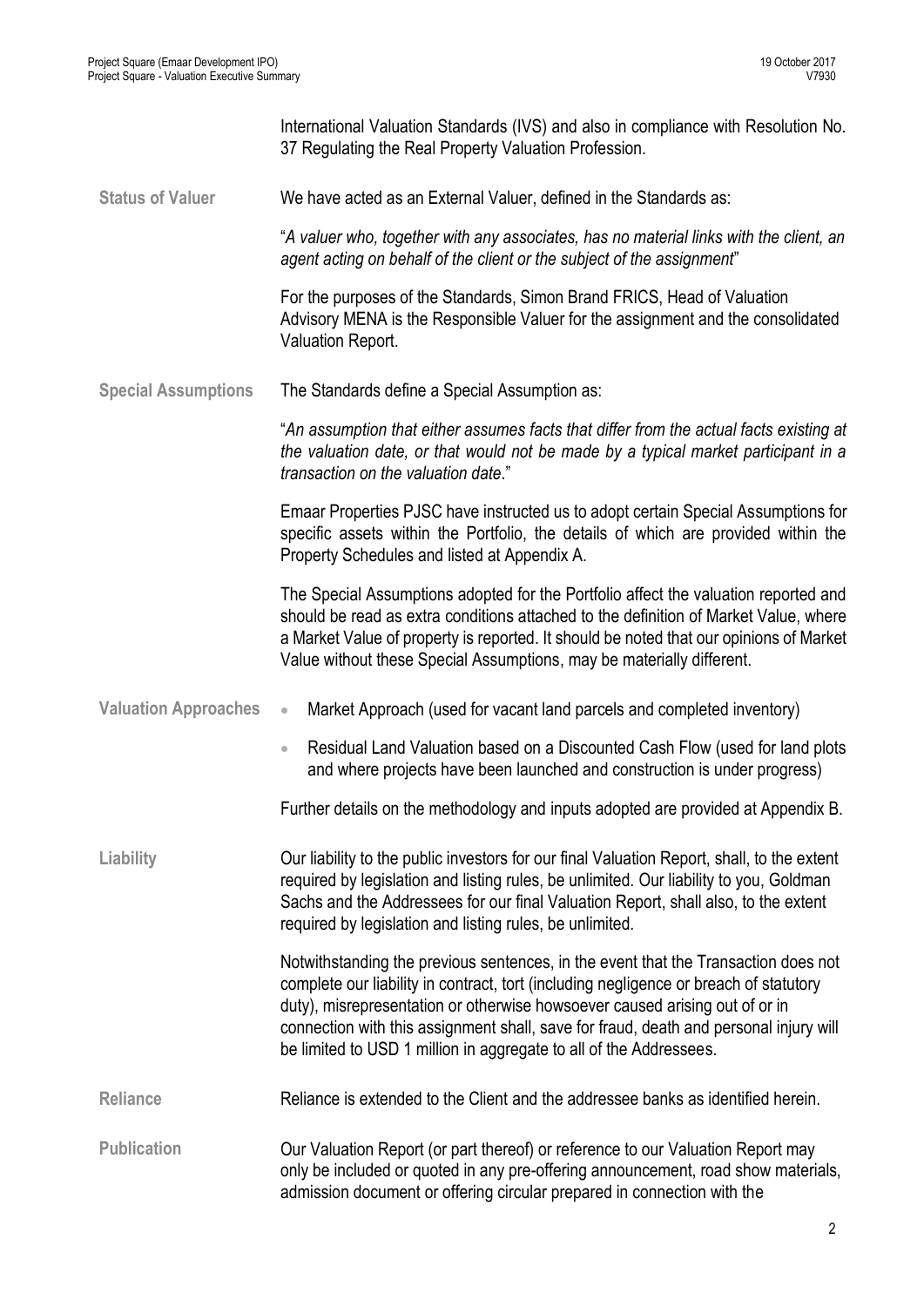International Valuation Standards (IVS) and also in compliance with Resolution No. 37 Regulating the Real Property Valuation Profession.

**Status of Valuer**

We have acted as an External Valuer, defined in the Standards as:

"*A valuer who, together with any associates, has no material links with the client, an agent acting on behalf of the client or the subject of the assignment*"

For the purposes of the Standards, Simon Brand FRICS, Head of Valuation Advisory MENA is the Responsible Valuer for the assignment and the consolidated Valuation Report.

**Special Assumptions**

The Standards define a Special Assumption as:

"*An assumption that either assumes facts that differ from the actual facts existing at the valuation date, or that would not be made by a typical market participant in a transaction on the valuation date*."

Emaar Properties PJSC have instructed us to adopt certain Special Assumptions for specific assets within the Portfolio, the details of which are provided within the Property Schedules and listed at Appendix A.

The Special Assumptions adopted for the Portfolio affect the valuation reported and should be read as extra conditions attached to the definition of Market Value, where a Market Value of property is reported. It should be noted that our opinions of Market Value without these Special Assumptions, may be materially different.

**Valuation Approaches**

- Market Approach (used for vacant land parcels and completed inventory)
- Residual Land Valuation based on a Discounted Cash Flow (used for land plots and where projects have been launched and construction is under progress)

Further details on the methodology and inputs adopted are provided at Appendix B.

**Liability**

Our liability to the public investors for our final Valuation Report, shall, to the extent required by legislation and listing rules, be unlimited. Our liability to you, Goldman Sachs and the Addressees for our final Valuation Report, shall also, to the extent required by legislation and listing rules, be unlimited.

Notwithstanding the previous sentences, in the event that the Transaction does not complete our liability in contract, tort (including negligence or breach of statutory duty), misrepresentation or otherwise howsoever caused arising out of or in connection with this assignment shall, save for fraud, death and personal injury will be limited to USD 1 million in aggregate to all of the Addressees.

**Reliance**

Reliance is extended to the Client and the addressee banks as identified herein.

**Publication**

Our Valuation Report (or part thereof) or reference to our Valuation Report may only be included or quoted in any pre-offering announcement, road show materials, admission document or offering circular prepared in connection with the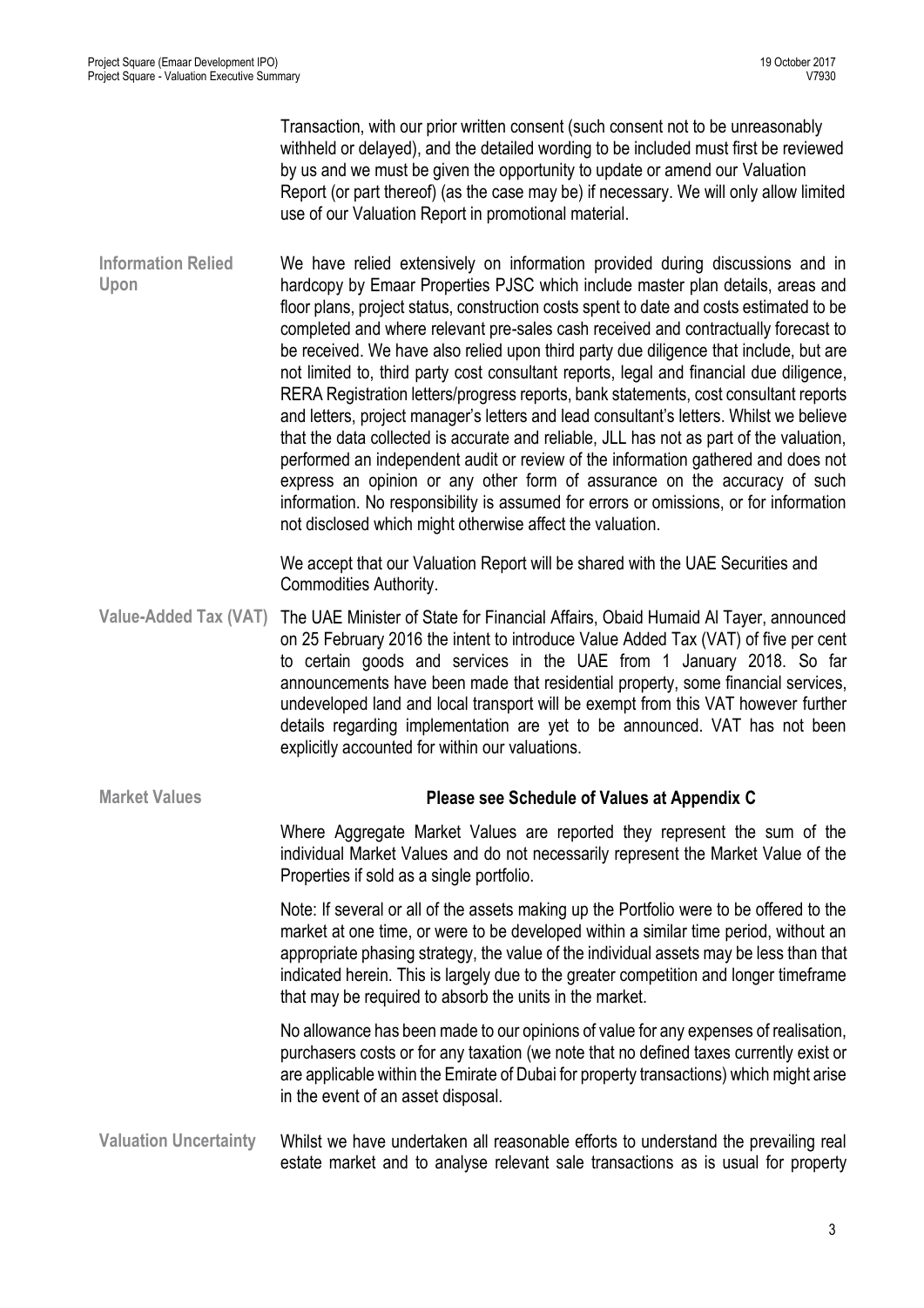Transaction, with our prior written consent (such consent not to be unreasonably withheld or delayed), and the detailed wording to be included must first be reviewed by us and we must be given the opportunity to update or amend our Valuation Report (or part thereof) (as the case may be) if necessary. We will only allow limited use of our Valuation Report in promotional material.

**Information Relied Upon**

We have relied extensively on information provided during discussions and in hardcopy by Emaar Properties PJSC which include master plan details, areas and floor plans, project status, construction costs spent to date and costs estimated to be completed and where relevant pre-sales cash received and contractually forecast to be received. We have also relied upon third party due diligence that include, but are not limited to, third party cost consultant reports, legal and financial due diligence, RERA Registration letters/progress reports, bank statements, cost consultant reports and letters, project manager's letters and lead consultant's letters. Whilst we believe that the data collected is accurate and reliable, JLL has not as part of the valuation, performed an independent audit or review of the information gathered and does not express an opinion or any other form of assurance on the accuracy of such information. No responsibility is assumed for errors or omissions, or for information not disclosed which might otherwise affect the valuation.

We accept that our Valuation Report will be shared with the UAE Securities and Commodities Authority.

**Value-Added Tax (VAT)**

The UAE Minister of State for Financial Affairs, Obaid Humaid Al Tayer, announced on 25 February 2016 the intent to introduce Value Added Tax (VAT) of five per cent to certain goods and services in the UAE from 1 January 2018. So far announcements have been made that residential property, some financial services, undeveloped land and local transport will be exempt from this VAT however further details regarding implementation are yet to be announced. VAT has not been explicitly accounted for within our valuations.

**Market Values**

**Please see Schedule of Values at Appendix C**

Where Aggregate Market Values are reported they represent the sum of the individual Market Values and do not necessarily represent the Market Value of the Properties if sold as a single portfolio.

Note: If several or all of the assets making up the Portfolio were to be offered to the market at one time, or were to be developed within a similar time period, without an appropriate phasing strategy, the value of the individual assets may be less than that indicated herein. This is largely due to the greater competition and longer timeframe that may be required to absorb the units in the market.

No allowance has been made to our opinions of value for any expenses of realisation, purchasers costs or for any taxation (we note that no defined taxes currently exist or are applicable within the Emirate of Dubai for property transactions) which might arise in the event of an asset disposal.

**Valuation Uncertainty**

Whilst we have undertaken all reasonable efforts to understand the prevailing real estate market and to analyse relevant sale transactions as is usual for property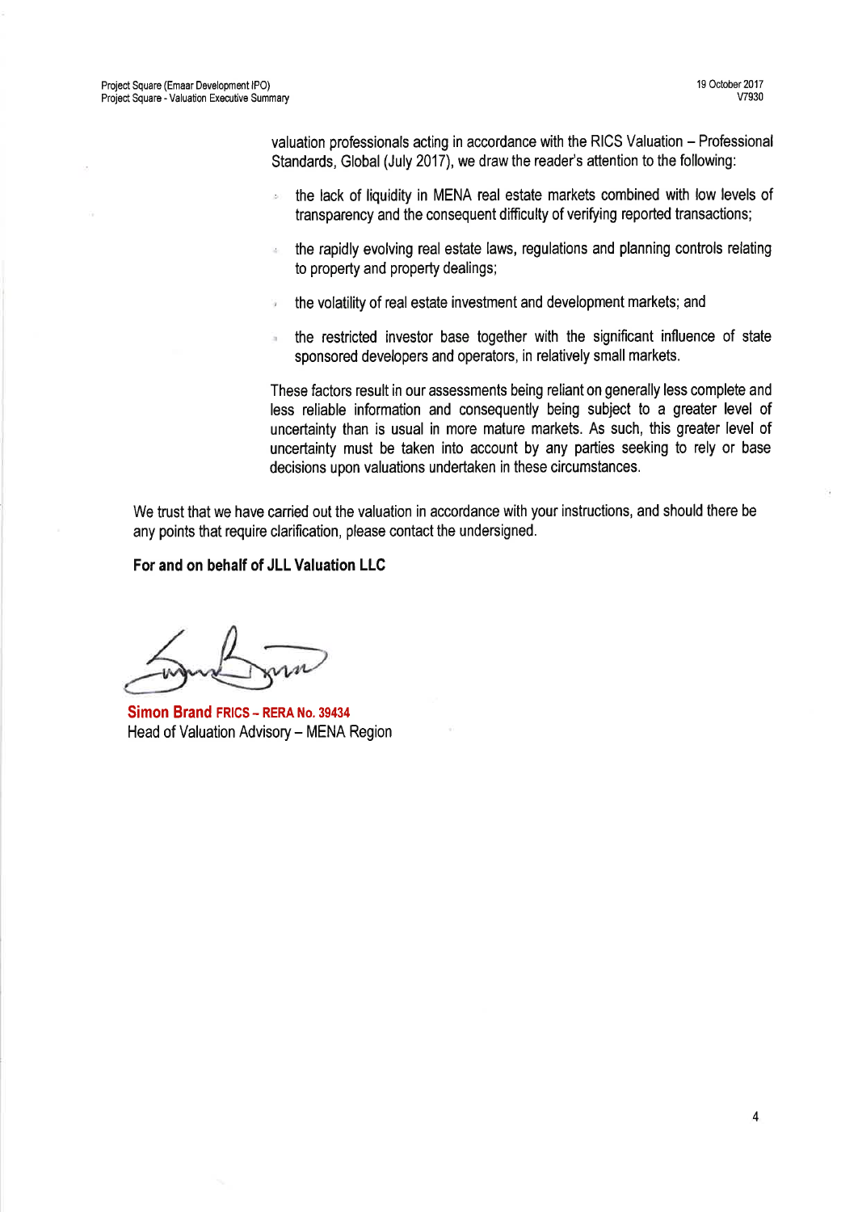valuation professionals acting in accordance with the RICS Valuation – Professional Standards, Global (July 2017), we draw the reader's attention to the following:

- the lack of liquidity in MENA real estate markets combined with low levels of transparency and the consequent difficulty of verifying reported transactions;
- the rapidly evolving real estate laws, regulations and planning controls relating to property and property dealings;
- the volatility of real estate investment and development markets; and
- the restricted investor base together with the significant influence of state sponsored developers and operators, in relatively small markets.

These factors result in our assessments being reliant on generally less complete and less reliable information and consequently being subject to a greater level of uncertainty than is usual in more mature markets. As such, this greater level of uncertainty must be taken into account by any parties seeking to rely or base decisions upon valuations undertaken in these circumstances.

We trust that we have carried out the valuation in accordance with your instructions, and should there be any points that require clarification, please contact the undersigned.

**For and on behalf of JLL Valuation LLC**

**Simon Brand FRICS – RERA No. 39434**
Head of Valuation Advisory – MENA Region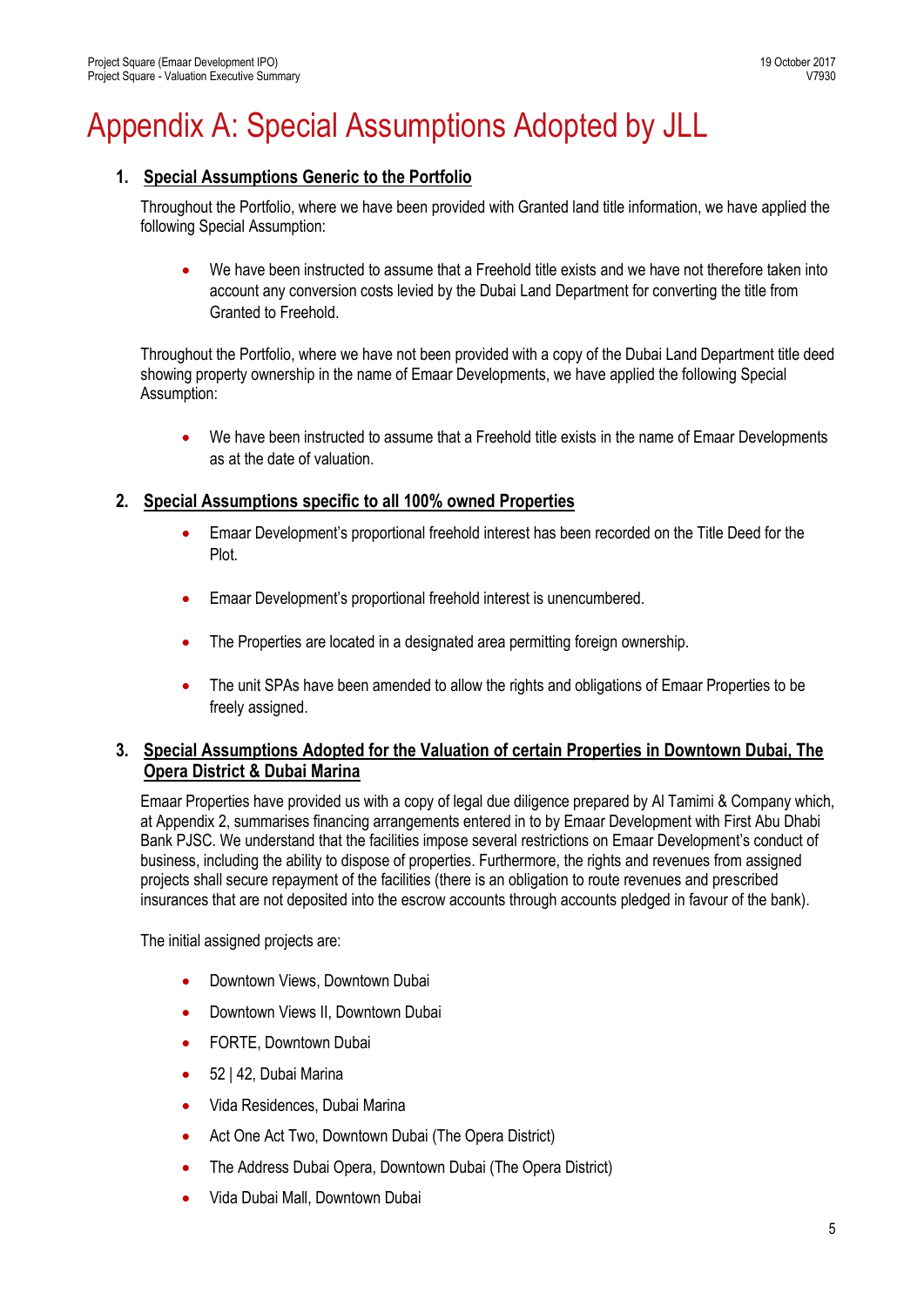# Appendix A: Special Assumptions Adopted by JLL

## 1. Special Assumptions Generic to the Portfolio

Throughout the Portfolio, where we have been provided with Granted land title information, we have applied the following Special Assumption:

- We have been instructed to assume that a Freehold title exists and we have not therefore taken into account any conversion costs levied by the Dubai Land Department for converting the title from Granted to Freehold.

Throughout the Portfolio, where we have not been provided with a copy of the Dubai Land Department title deed showing property ownership in the name of Emaar Developments, we have applied the following Special Assumption:

- We have been instructed to assume that a Freehold title exists in the name of Emaar Developments as at the date of valuation.

## 2. Special Assumptions specific to all 100% owned Properties

- Emaar Development's proportional freehold interest has been recorded on the Title Deed for the Plot.
- Emaar Development's proportional freehold interest is unencumbered.
- The Properties are located in a designated area permitting foreign ownership.
- The unit SPAs have been amended to allow the rights and obligations of Emaar Properties to be freely assigned.

## 3. Special Assumptions Adopted for the Valuation of certain Properties in Downtown Dubai, The Opera District & Dubai Marina

Emaar Properties have provided us with a copy of legal due diligence prepared by Al Tamimi & Company which, at Appendix 2, summarises financing arrangements entered in to by Emaar Development with First Abu Dhabi Bank PJSC. We understand that the facilities impose several restrictions on Emaar Development's conduct of business, including the ability to dispose of properties. Furthermore, the rights and revenues from assigned projects shall secure repayment of the facilities (there is an obligation to route revenues and prescribed insurances that are not deposited into the escrow accounts through accounts pledged in favour of the bank).

The initial assigned projects are:

- Downtown Views, Downtown Dubai
- Downtown Views II, Downtown Dubai
- FORTE, Downtown Dubai
- 52 | 42, Dubai Marina
- Vida Residences, Dubai Marina
- Act One Act Two, Downtown Dubai (The Opera District)
- The Address Dubai Opera, Downtown Dubai (The Opera District)
- Vida Dubai Mall, Downtown Dubai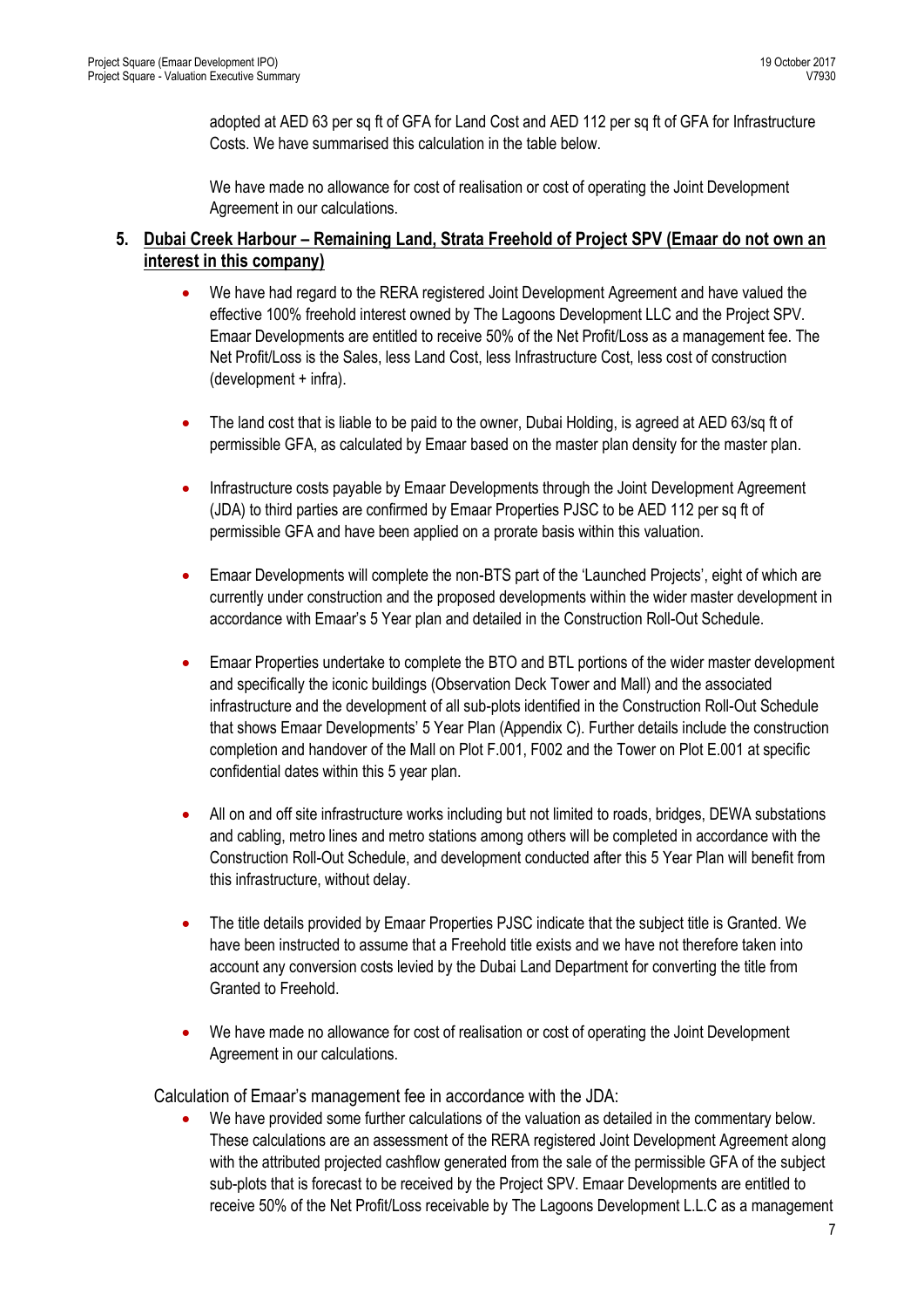adopted at AED 63 per sq ft of GFA for Land Cost and AED 112 per sq ft of GFA for Infrastructure Costs. We have summarised this calculation in the table below.

We have made no allowance for cost of realisation or cost of operating the Joint Development Agreement in our calculations.

## 5. <u>Dubai Creek Harbour – Remaining Land, Strata Freehold of Project SPV (Emaar do not own an interest in this company)</u>

- We have had regard to the RERA registered Joint Development Agreement and have valued the effective 100% freehold interest owned by The Lagoons Development LLC and the Project SPV. Emaar Developments are entitled to receive 50% of the Net Profit/Loss as a management fee. The Net Profit/Loss is the Sales, less Land Cost, less Infrastructure Cost, less cost of construction (development + infra).

- The land cost that is liable to be paid to the owner, Dubai Holding, is agreed at AED 63/sq ft of permissible GFA, as calculated by Emaar based on the master plan density for the master plan.

- Infrastructure costs payable by Emaar Developments through the Joint Development Agreement (JDA) to third parties are confirmed by Emaar Properties PJSC to be AED 112 per sq ft of permissible GFA and have been applied on a prorate basis within this valuation.

- Emaar Developments will complete the non-BTS part of the 'Launched Projects', eight of which are currently under construction and the proposed developments within the wider master development in accordance with Emaar's 5 Year plan and detailed in the Construction Roll-Out Schedule.

- Emaar Properties undertake to complete the BTO and BTL portions of the wider master development and specifically the iconic buildings (Observation Deck Tower and Mall) and the associated infrastructure and the development of all sub-plots identified in the Construction Roll-Out Schedule that shows Emaar Developments' 5 Year Plan (Appendix C). Further details include the construction completion and handover of the Mall on Plot F.001, F002 and the Tower on Plot E.001 at specific confidential dates within this 5 year plan.

- All on and off site infrastructure works including but not limited to roads, bridges, DEWA substations and cabling, metro lines and metro stations among others will be completed in accordance with the Construction Roll-Out Schedule, and development conducted after this 5 Year Plan will benefit from this infrastructure, without delay.

- The title details provided by Emaar Properties PJSC indicate that the subject title is Granted. We have been instructed to assume that a Freehold title exists and we have not therefore taken into account any conversion costs levied by the Dubai Land Department for converting the title from Granted to Freehold.

- We have made no allowance for cost of realisation or cost of operating the Joint Development Agreement in our calculations.

Calculation of Emaar's management fee in accordance with the JDA:

- We have provided some further calculations of the valuation as detailed in the commentary below. These calculations are an assessment of the RERA registered Joint Development Agreement along with the attributed projected cashflow generated from the sale of the permissible GFA of the subject sub-plots that is forecast to be received by the Project SPV. Emaar Developments are entitled to receive 50% of the Net Profit/Loss receivable by The Lagoons Development L.L.C as a management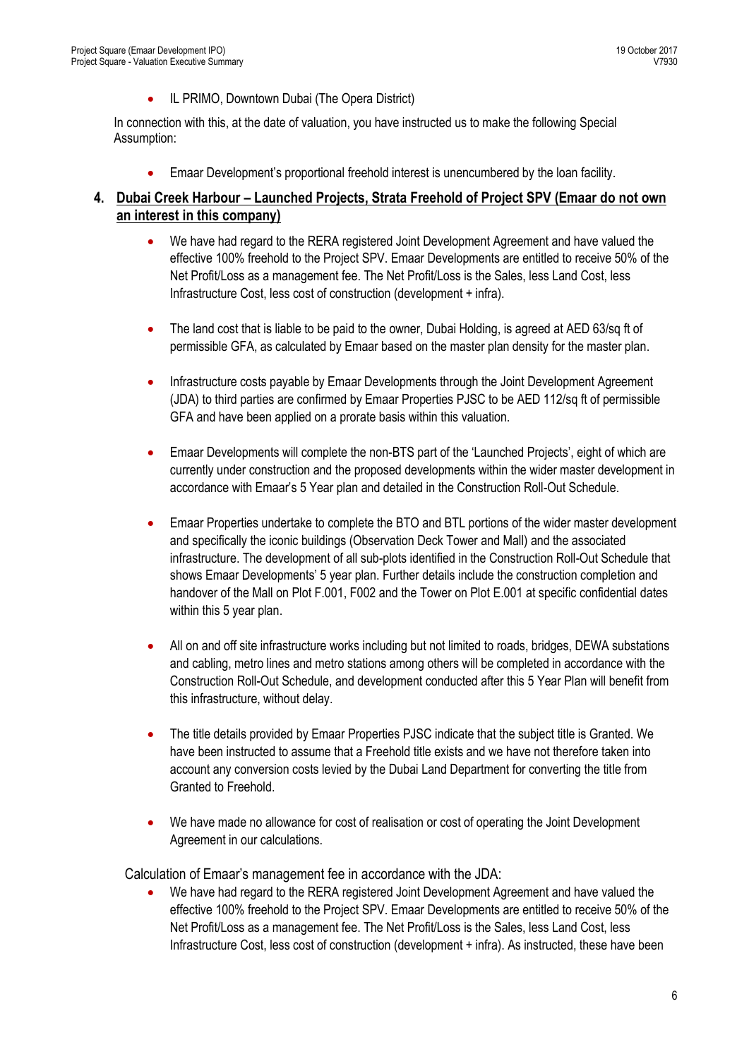- IL PRIMO, Downtown Dubai (The Opera District)

In connection with this, at the date of valuation, you have instructed us to make the following Special Assumption:

- Emaar Development's proportional freehold interest is unencumbered by the loan facility.

4. **Dubai Creek Harbour – Launched Projects, Strata Freehold of Project SPV (Emaar do not own an interest in this company)**

   - We have had regard to the RERA registered Joint Development Agreement and have valued the effective 100% freehold to the Project SPV. Emaar Developments are entitled to receive 50% of the Net Profit/Loss as a management fee. The Net Profit/Loss is the Sales, less Land Cost, less Infrastructure Cost, less cost of construction (development + infra).

   - The land cost that is liable to be paid to the owner, Dubai Holding, is agreed at AED 63/sq ft of permissible GFA, as calculated by Emaar based on the master plan density for the master plan.

   - Infrastructure costs payable by Emaar Developments through the Joint Development Agreement (JDA) to third parties are confirmed by Emaar Properties PJSC to be AED 112/sq ft of permissible GFA and have been applied on a prorate basis within this valuation.

   - Emaar Developments will complete the non-BTS part of the 'Launched Projects', eight of which are currently under construction and the proposed developments within the wider master development in accordance with Emaar's 5 Year plan and detailed in the Construction Roll-Out Schedule.

   - Emaar Properties undertake to complete the BTO and BTL portions of the wider master development and specifically the iconic buildings (Observation Deck Tower and Mall) and the associated infrastructure. The development of all sub-plots identified in the Construction Roll-Out Schedule that shows Emaar Developments' 5 year plan. Further details include the construction completion and handover of the Mall on Plot F.001, F002 and the Tower on Plot E.001 at specific confidential dates within this 5 year plan.

   - All on and off site infrastructure works including but not limited to roads, bridges, DEWA substations and cabling, metro lines and metro stations among others will be completed in accordance with the Construction Roll-Out Schedule, and development conducted after this 5 Year Plan will benefit from this infrastructure, without delay.

   - The title details provided by Emaar Properties PJSC indicate that the subject title is Granted. We have been instructed to assume that a Freehold title exists and we have not therefore taken into account any conversion costs levied by the Dubai Land Department for converting the title from Granted to Freehold.

   - We have made no allowance for cost of realisation or cost of operating the Joint Development Agreement in our calculations.

Calculation of Emaar's management fee in accordance with the JDA:

- We have had regard to the RERA registered Joint Development Agreement and have valued the effective 100% freehold to the Project SPV. Emaar Developments are entitled to receive 50% of the Net Profit/Loss as a management fee. The Net Profit/Loss is the Sales, less Land Cost, less Infrastructure Cost, less cost of construction (development + infra). As instructed, these have been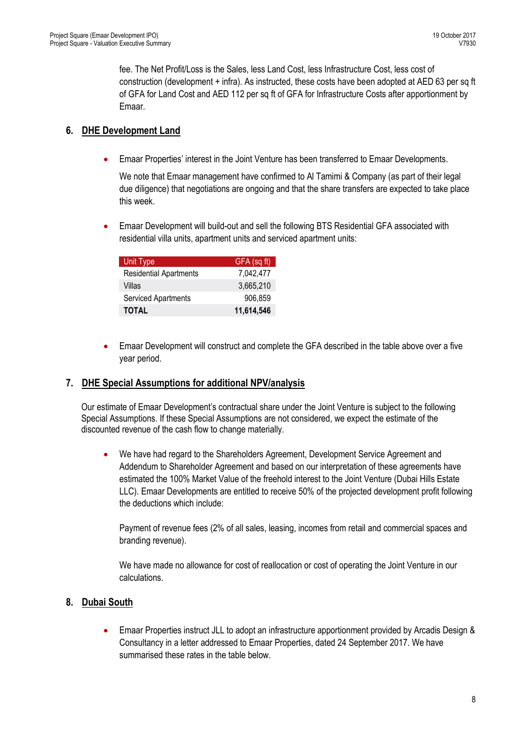fee. The Net Profit/Loss is the Sales, less Land Cost, less Infrastructure Cost, less cost of construction (development + infra). As instructed, these costs have been adopted at AED 63 per sq ft of GFA for Land Cost and AED 112 per sq ft of GFA for Infrastructure Costs after apportionment by Emaar.

## 6. DHE Development Land

- Emaar Properties' interest in the Joint Venture has been transferred to Emaar Developments.

  We note that Emaar management have confirmed to Al Tamimi & Company (as part of their legal due diligence) that negotiations are ongoing and that the share transfers are expected to take place this week.

- Emaar Development will build-out and sell the following BTS Residential GFA associated with residential villa units, apartment units and serviced apartment units:

| Unit Type | GFA (sq ft) |
|---|---|
| Residential Apartments | 7,042,477 |
| Villas | 3,665,210 |
| Serviced Apartments | 906,859 |
| **TOTAL** | **11,614,546** |

- Emaar Development will construct and complete the GFA described in the table above over a five year period.

## 7. DHE Special Assumptions for additional NPV/analysis

Our estimate of Emaar Development's contractual share under the Joint Venture is subject to the following Special Assumptions. If these Special Assumptions are not considered, we expect the estimate of the discounted revenue of the cash flow to change materially.

- We have had regard to the Shareholders Agreement, Development Service Agreement and Addendum to Shareholder Agreement and based on our interpretation of these agreements have estimated the 100% Market Value of the freehold interest to the Joint Venture (Dubai Hills Estate LLC). Emaar Developments are entitled to receive 50% of the projected development profit following the deductions which include:

  Payment of revenue fees (2% of all sales, leasing, incomes from retail and commercial spaces and branding revenue).

  We have made no allowance for cost of reallocation or cost of operating the Joint Venture in our calculations.

## 8. Dubai South

- Emaar Properties instruct JLL to adopt an infrastructure apportionment provided by Arcadis Design & Consultancy in a letter addressed to Emaar Properties, dated 24 September 2017. We have summarised these rates in the table below.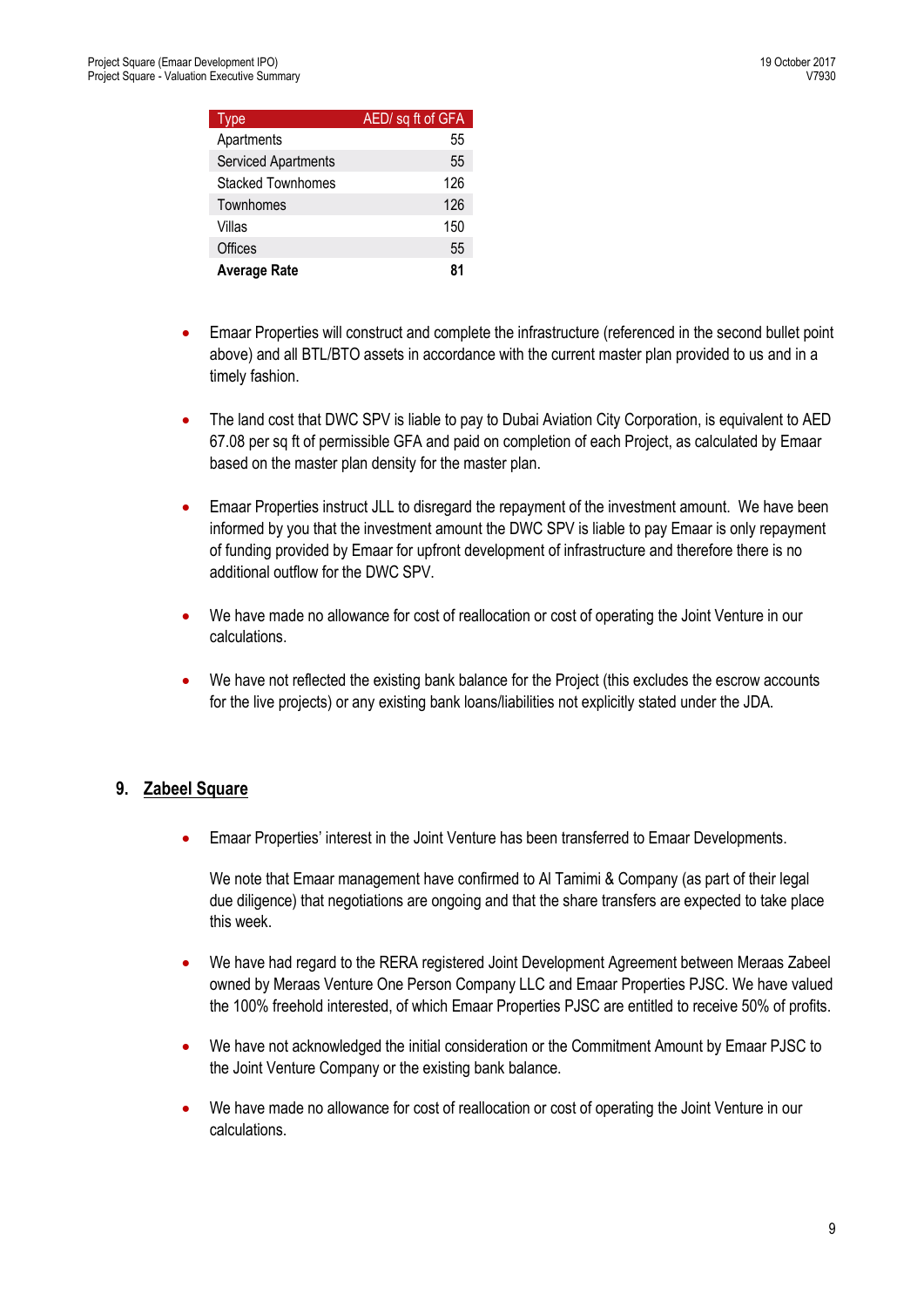| Type | AED/ sq ft of GFA |
|---|---|
| Apartments | 55 |
| Serviced Apartments | 55 |
| Stacked Townhomes | 126 |
| Townhomes | 126 |
| Villas | 150 |
| Offices | 55 |
| **Average Rate** | **81** |

- Emaar Properties will construct and complete the infrastructure (referenced in the second bullet point above) and all BTL/BTO assets in accordance with the current master plan provided to us and in a timely fashion.

- The land cost that DWC SPV is liable to pay to Dubai Aviation City Corporation, is equivalent to AED 67.08 per sq ft of permissible GFA and paid on completion of each Project, as calculated by Emaar based on the master plan density for the master plan.

- Emaar Properties instruct JLL to disregard the repayment of the investment amount. We have been informed by you that the investment amount the DWC SPV is liable to pay Emaar is only repayment of funding provided by Emaar for upfront development of infrastructure and therefore there is no additional outflow for the DWC SPV.

- We have made no allowance for cost of reallocation or cost of operating the Joint Venture in our calculations.

- We have not reflected the existing bank balance for the Project (this excludes the escrow accounts for the live projects) or any existing bank loans/liabilities not explicitly stated under the JDA.

## 9. Zabeel Square

- Emaar Properties' interest in the Joint Venture has been transferred to Emaar Developments.

  We note that Emaar management have confirmed to Al Tamimi & Company (as part of their legal due diligence) that negotiations are ongoing and that the share transfers are expected to take place this week.

- We have had regard to the RERA registered Joint Development Agreement between Meraas Zabeel owned by Meraas Venture One Person Company LLC and Emaar Properties PJSC. We have valued the 100% freehold interested, of which Emaar Properties PJSC are entitled to receive 50% of profits.

- We have not acknowledged the initial consideration or the Commitment Amount by Emaar PJSC to the Joint Venture Company or the existing bank balance.

- We have made no allowance for cost of reallocation or cost of operating the Joint Venture in our calculations.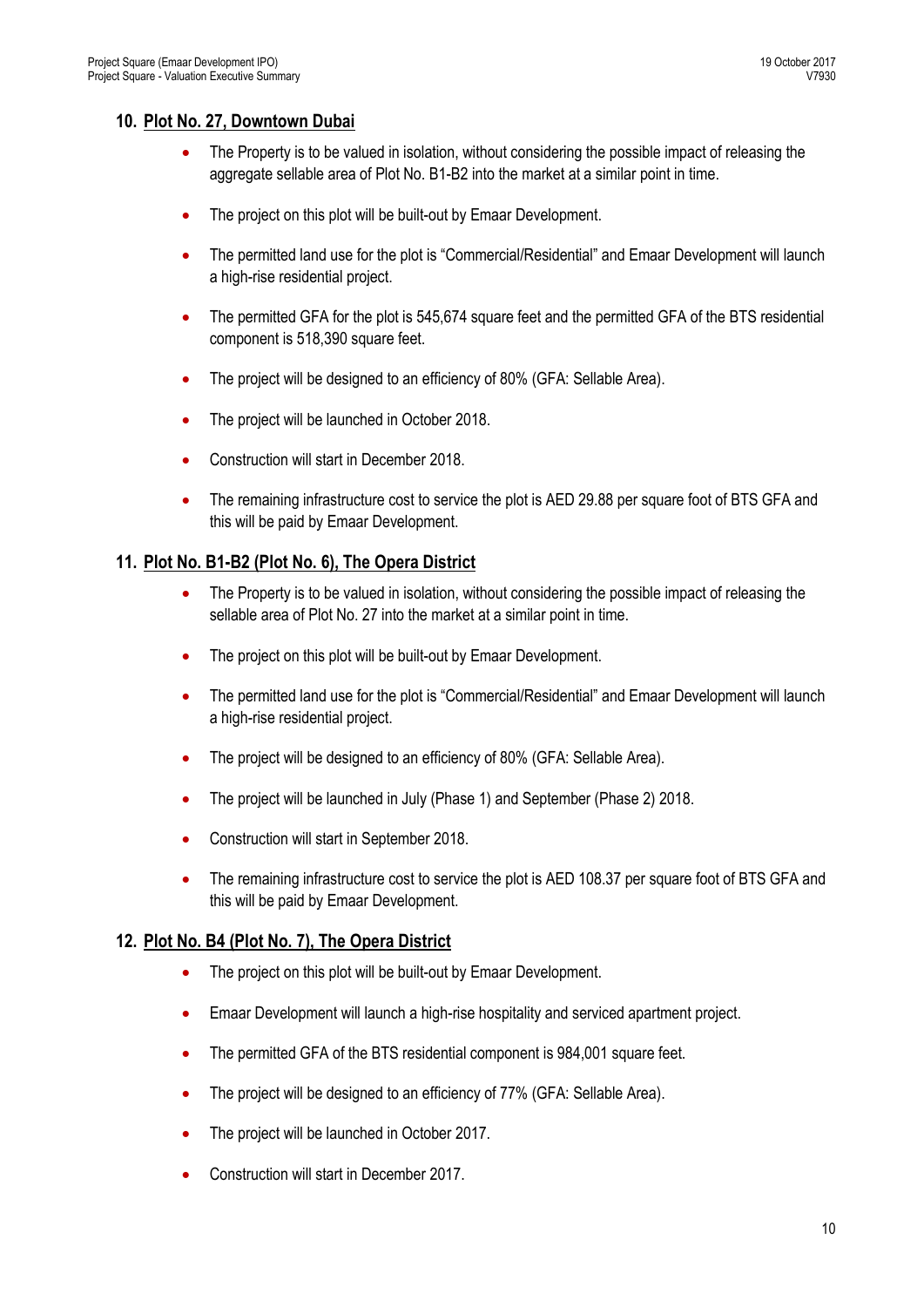## 10. Plot No. 27, Downtown Dubai

- The Property is to be valued in isolation, without considering the possible impact of releasing the aggregate sellable area of Plot No. B1-B2 into the market at a similar point in time.
- The project on this plot will be built-out by Emaar Development.
- The permitted land use for the plot is "Commercial/Residential" and Emaar Development will launch a high-rise residential project.
- The permitted GFA for the plot is 545,674 square feet and the permitted GFA of the BTS residential component is 518,390 square feet.
- The project will be designed to an efficiency of 80% (GFA: Sellable Area).
- The project will be launched in October 2018.
- Construction will start in December 2018.
- The remaining infrastructure cost to service the plot is AED 29.88 per square foot of BTS GFA and this will be paid by Emaar Development.

## 11. Plot No. B1-B2 (Plot No. 6), The Opera District

- The Property is to be valued in isolation, without considering the possible impact of releasing the sellable area of Plot No. 27 into the market at a similar point in time.
- The project on this plot will be built-out by Emaar Development.
- The permitted land use for the plot is "Commercial/Residential" and Emaar Development will launch a high-rise residential project.
- The project will be designed to an efficiency of 80% (GFA: Sellable Area).
- The project will be launched in July (Phase 1) and September (Phase 2) 2018.
- Construction will start in September 2018.
- The remaining infrastructure cost to service the plot is AED 108.37 per square foot of BTS GFA and this will be paid by Emaar Development.

## 12. Plot No. B4 (Plot No. 7), The Opera District

- The project on this plot will be built-out by Emaar Development.
- Emaar Development will launch a high-rise hospitality and serviced apartment project.
- The permitted GFA of the BTS residential component is 984,001 square feet.
- The project will be designed to an efficiency of 77% (GFA: Sellable Area).
- The project will be launched in October 2017.
- Construction will start in December 2017.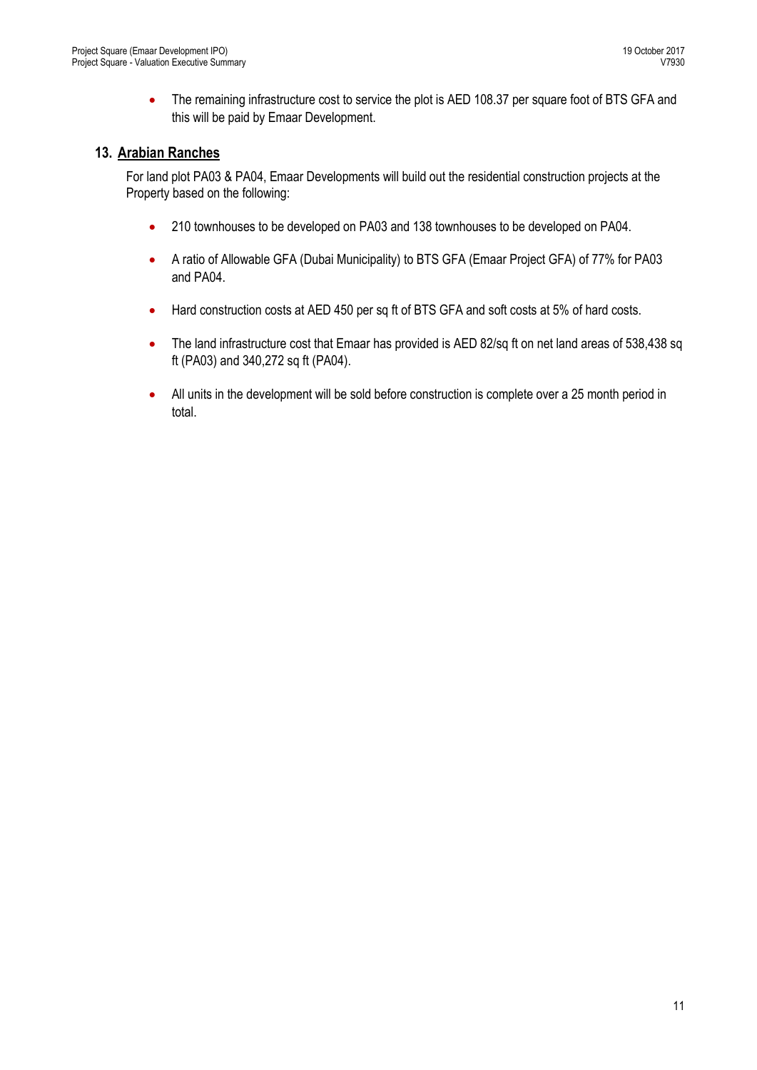- The remaining infrastructure cost to service the plot is AED 108.37 per square foot of BTS GFA and this will be paid by Emaar Development.

## 13. Arabian Ranches

For land plot PA03 & PA04, Emaar Developments will build out the residential construction projects at the Property based on the following:

- 210 townhouses to be developed on PA03 and 138 townhouses to be developed on PA04.
- A ratio of Allowable GFA (Dubai Municipality) to BTS GFA (Emaar Project GFA) of 77% for PA03 and PA04.
- Hard construction costs at AED 450 per sq ft of BTS GFA and soft costs at 5% of hard costs.
- The land infrastructure cost that Emaar has provided is AED 82/sq ft on net land areas of 538,438 sq ft (PA03) and 340,272 sq ft (PA04).
- All units in the development will be sold before construction is complete over a 25 month period in total.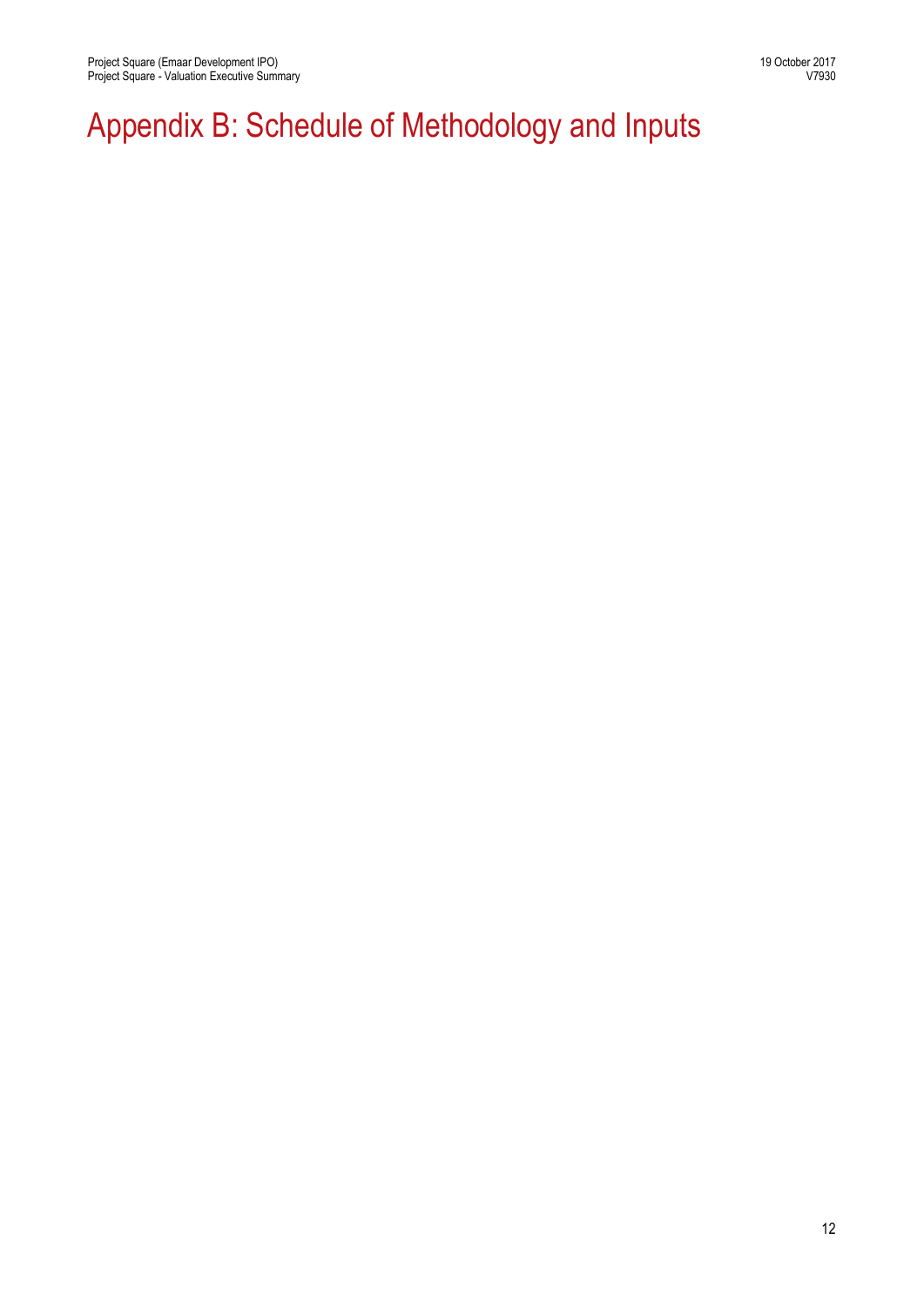# Appendix B: Schedule of Methodology and Inputs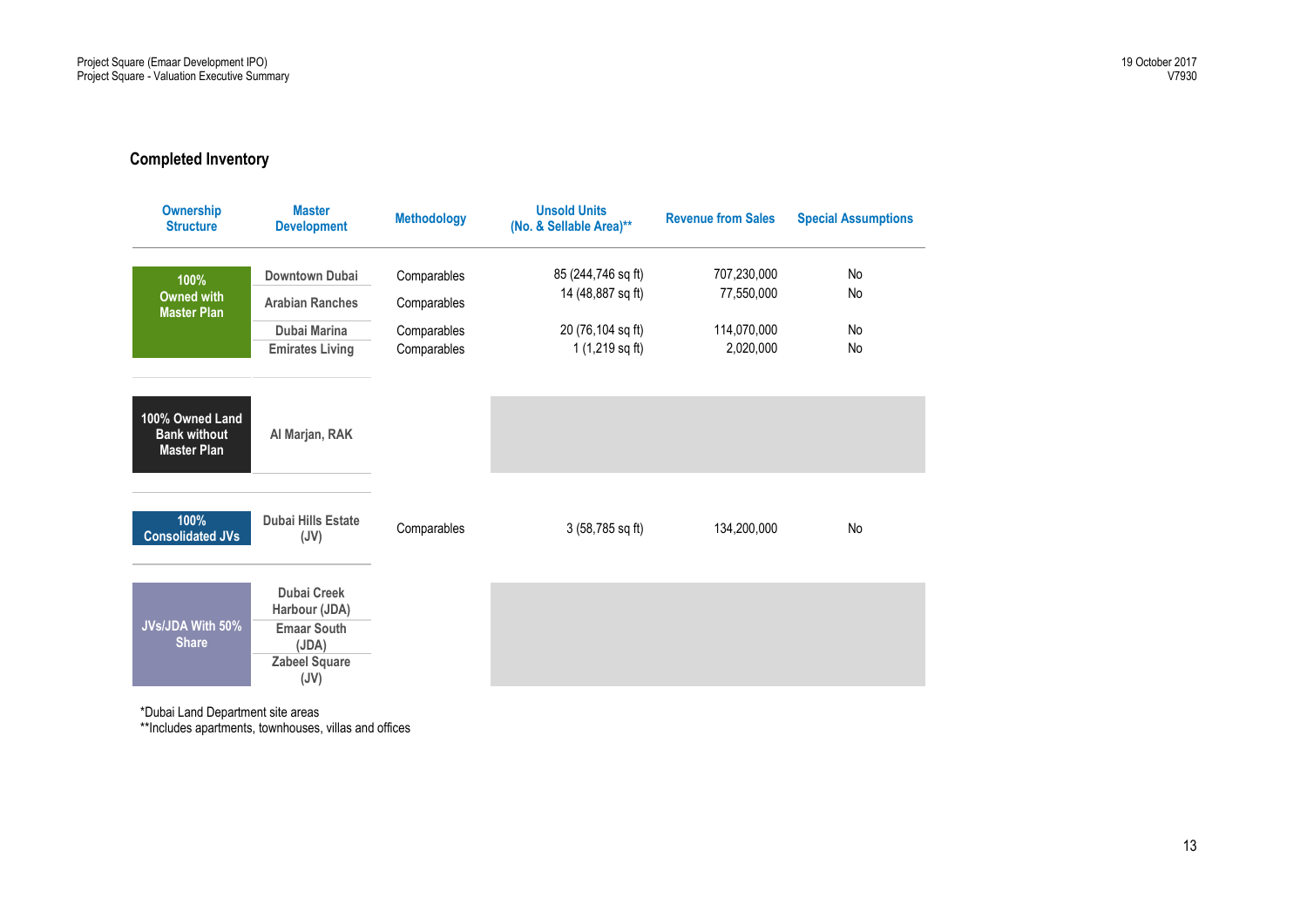## Completed Inventory

| Ownership Structure | Master Development | Methodology | Unsold Units (No. & Sellable Area)** | Revenue from Sales | Special Assumptions |
|---|---|---|---|---|---|
| 100% Owned with Master Plan | Downtown Dubai | Comparables | 85 (244,746 sq ft) | 707,230,000 | No |
| | Arabian Ranches | Comparables | 14 (48,887 sq ft) | 77,550,000 | No |
| | Dubai Marina | Comparables | 20 (76,104 sq ft) | 114,070,000 | No |
| | Emirates Living | Comparables | 1 (1,219 sq ft) | 2,020,000 | No |
| 100% Owned Land Bank without Master Plan | Al Marjan, RAK | | | | |
| 100% Consolidated JVs | Dubai Hills Estate (JV) | Comparables | 3 (58,785 sq ft) | 134,200,000 | No |
| JVs/JDA With 50% Share | Dubai Creek Harbour (JDA) | | | | |
| | Emaar South (JDA) | | | | |
| | Zabeel Square (JV) | | | | |

*Dubai Land Department site areas
**Includes apartments, townhouses, villas and offices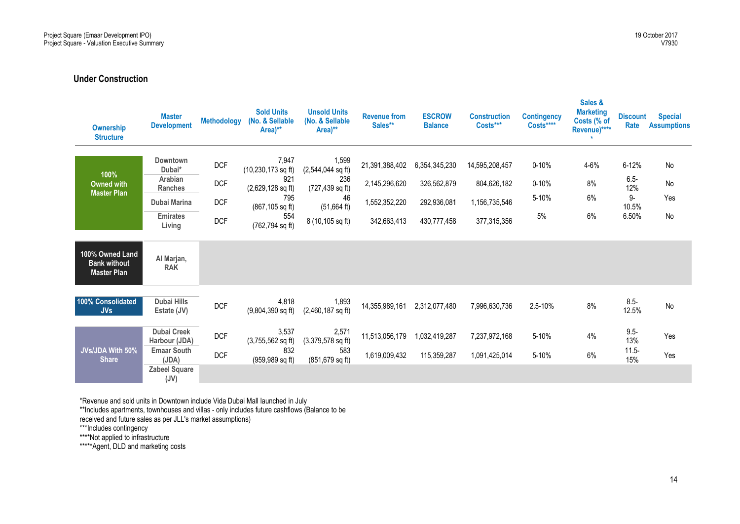## Under Construction

| Ownership Structure | Master Development | Methodology | Sold Units (No. & Sellable Area)** | Unsold Units (No. & Sellable Area)** | Revenue from Sales** | ESCROW Balance | Construction Costs*** | Contingency Costs**** | Sales & Marketing Costs (% of Revenue)***** | Discount Rate | Special Assumptions |
|---|---|---|---|---|---|---|---|---|---|---|---|
| 100% Owned with Master Plan | Downtown Dubai* | DCF | 7,947 (10,230,173 sq ft) | 1,599 (2,544,044 sq ft) | 21,391,388,402 | 6,354,345,230 | 14,595,208,457 | 0-10% | 4-6% | 6-12% | No |
| | Arabian Ranches | DCF | 921 (2,629,128 sq ft) | 236 (727,439 sq ft) | 2,145,296,620 | 326,562,879 | 804,626,182 | 0-10% | 8% | 6.5-12% | No |
| | Dubai Marina | DCF | 795 (867,105 sq ft) | 46 (51,664 ft) | 1,552,352,220 | 292,936,081 | 1,156,735,546 | 5-10% | 6% | 9-10.5% | Yes |
| | Emirates Living | DCF | 554 (762,794 sq ft) | 8 (10,105 sq ft) | 342,663,413 | 430,777,458 | 377,315,356 | 5% | 6% | 6.50% | No |
| 100% Owned Land Bank without Master Plan | Al Marjan, RAK | | | | | | | | | | |
| 100% Consolidated JVs | Dubai Hills Estate (JV) | DCF | 4,818 (9,804,390 sq ft) | 1,893 (2,460,187 sq ft) | 14,355,989,161 | 2,312,077,480 | 7,996,630,736 | 2.5-10% | 8% | 8.5-12.5% | No |
| JVs/JDA With 50% Share | Dubai Creek Harbour (JDA) | DCF | 3,537 (3,755,562 sq ft) | 2,571 (3,379,578 sq ft) | 11,513,056,179 | 1,032,419,287 | 7,237,972,168 | 5-10% | 4% | 9.5-13% | Yes |
| | Emaar South (JDA) | DCF | 832 (959,989 sq ft) | 583 (851,679 sq ft) | 1,619,009,432 | 115,359,287 | 1,091,425,014 | 5-10% | 6% | 11.5-15% | Yes |
| | Zabeel Square (JV) | | | | | | | | | | |

*Revenue and sold units in Downtown include Vida Dubai Mall launched in July

**Includes apartments, townhouses and villas - only includes future cashflows (Balance to be received and future sales as per JLL's market assumptions)

***Includes contingency

****Not applied to infrastructure

*****Agent, DLD and marketing costs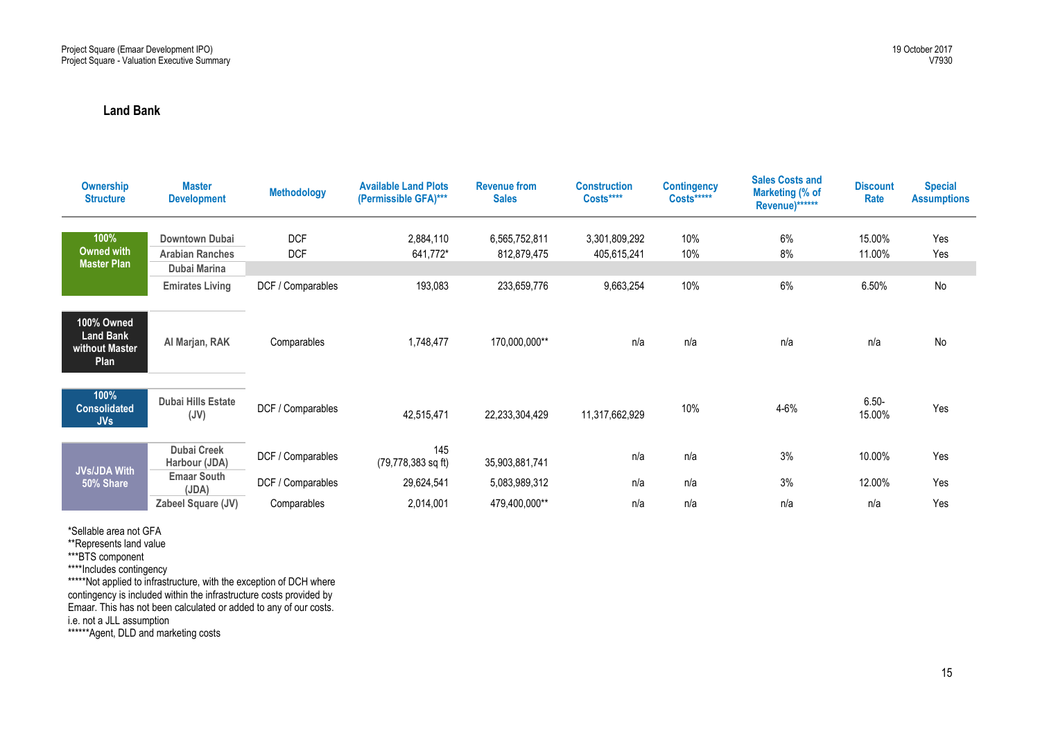## Land Bank

| Ownership Structure | Master Development | Methodology | Available Land Plots (Permissible GFA)*** | Revenue from Sales | Construction Costs**** | Contingency Costs***** | Sales Costs and Marketing (% of Revenue)****** | Discount Rate | Special Assumptions |
|---|---|---|---|---|---|---|---|---|---|
| 100% Owned with Master Plan | Downtown Dubai | DCF | 2,884,110 | 6,565,752,811 | 3,301,809,292 | 10% | 6% | 15.00% | Yes |
| | Arabian Ranches | DCF | 641,772* | 812,879,475 | 405,615,241 | 10% | 8% | 11.00% | Yes |
| | Dubai Marina | | | | | | | | |
| | Emirates Living | DCF / Comparables | 193,083 | 233,659,776 | 9,663,254 | 10% | 6% | 6.50% | No |
| 100% Owned Land Bank without Master Plan | Al Marjan, RAK | Comparables | 1,748,477 | 170,000,000** | n/a | n/a | n/a | n/a | No |
| 100% Consolidated JVs | Dubai Hills Estate (JV) | DCF / Comparables | 42,515,471 | 22,233,304,429 | 11,317,662,929 | 10% | 4-6% | 6.50-15.00% | Yes |
| JVs/JDA With 50% Share | Dubai Creek Harbour (JDA) | DCF / Comparables | 145 (79,778,383 sq ft) | 35,903,881,741 | n/a | n/a | 3% | 10.00% | Yes |
| | Emaar South (JDA) | DCF / Comparables | 29,624,541 | 5,083,989,312 | n/a | n/a | 3% | 12.00% | Yes |
| | Zabeel Square (JV) | Comparables | 2,014,001 | 479,400,000** | n/a | n/a | n/a | n/a | Yes |

*Sellable area not GFA
**Represents land value
***BTS component
****Includes contingency
*****Not applied to infrastructure, with the exception of DCH where contingency is included within the infrastructure costs provided by Emaar. This has not been calculated or added to any of our costs. i.e. not a JLL assumption
******Agent, DLD and marketing costs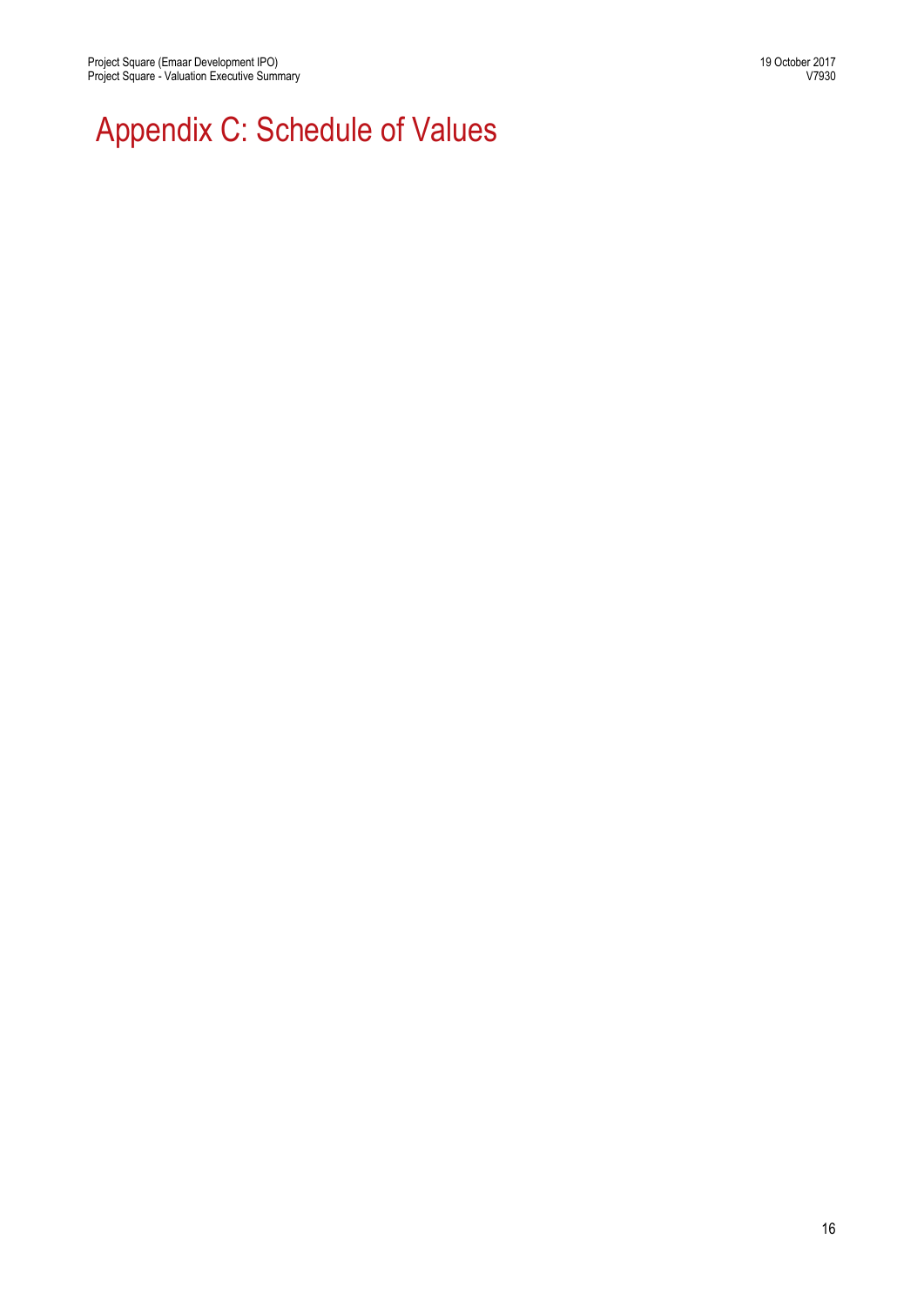# Appendix C: Schedule of Values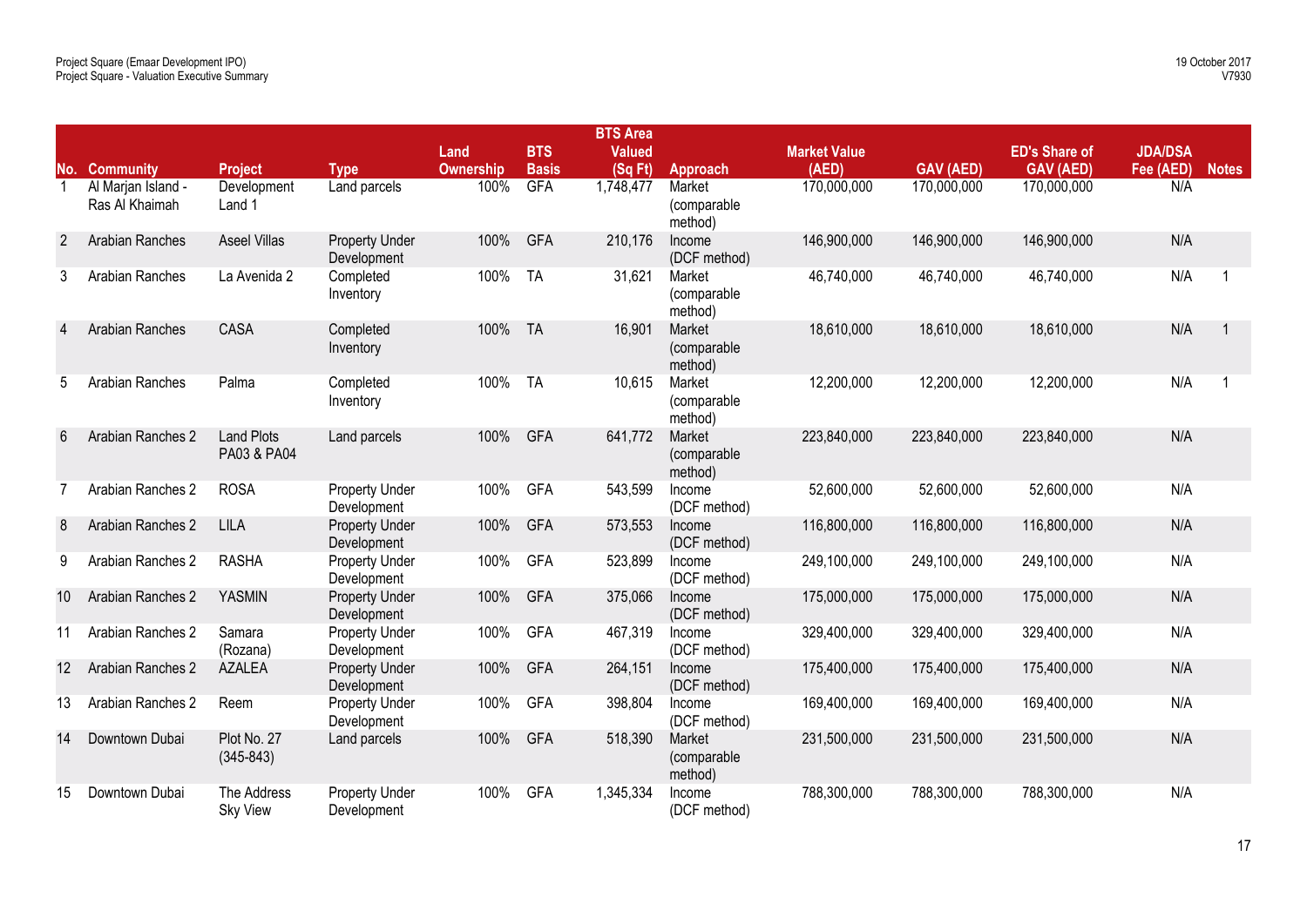| No. | Community | Project | Type | Land Ownership | BTS Basis | BTS Area Valued (Sq Ft) | Approach | Market Value (AED) | GAV (AED) | ED's Share of GAV (AED) | JDA/DSA Fee (AED) | Notes |
|---|---|---|---|---|---|---|---|---|---|---|---|---|
| 1 | Al Marjan Island - Ras Al Khaimah | Development Land 1 | Land parcels | 100% | GFA | 1,748,477 | Market (comparable method) | 170,000,000 | 170,000,000 | 170,000,000 | N/A | |
| 2 | Arabian Ranches | Aseel Villas | Property Under Development | 100% | GFA | 210,176 | Income (DCF method) | 146,900,000 | 146,900,000 | 146,900,000 | N/A | |
| 3 | Arabian Ranches | La Avenida 2 | Completed Inventory | 100% | TA | 31,621 | Market (comparable method) | 46,740,000 | 46,740,000 | 46,740,000 | N/A | 1 |
| 4 | Arabian Ranches | CASA | Completed Inventory | 100% | TA | 16,901 | Market (comparable method) | 18,610,000 | 18,610,000 | 18,610,000 | N/A | 1 |
| 5 | Arabian Ranches | Palma | Completed Inventory | 100% | TA | 10,615 | Market (comparable method) | 12,200,000 | 12,200,000 | 12,200,000 | N/A | 1 |
| 6 | Arabian Ranches 2 | Land Plots PA03 & PA04 | Land parcels | 100% | GFA | 641,772 | Market (comparable method) | 223,840,000 | 223,840,000 | 223,840,000 | N/A | |
| 7 | Arabian Ranches 2 | ROSA | Property Under Development | 100% | GFA | 543,599 | Income (DCF method) | 52,600,000 | 52,600,000 | 52,600,000 | N/A | |
| 8 | Arabian Ranches 2 | LILA | Property Under Development | 100% | GFA | 573,553 | Income (DCF method) | 116,800,000 | 116,800,000 | 116,800,000 | N/A | |
| 9 | Arabian Ranches 2 | RASHA | Property Under Development | 100% | GFA | 523,899 | Income (DCF method) | 249,100,000 | 249,100,000 | 249,100,000 | N/A | |
| 10 | Arabian Ranches 2 | YASMIN | Property Under Development | 100% | GFA | 375,066 | Income (DCF method) | 175,000,000 | 175,000,000 | 175,000,000 | N/A | |
| 11 | Arabian Ranches 2 | Samara (Rozana) | Property Under Development | 100% | GFA | 467,319 | Income (DCF method) | 329,400,000 | 329,400,000 | 329,400,000 | N/A | |
| 12 | Arabian Ranches 2 | AZALEA | Property Under Development | 100% | GFA | 264,151 | Income (DCF method) | 175,400,000 | 175,400,000 | 175,400,000 | N/A | |
| 13 | Arabian Ranches 2 | Reem | Property Under Development | 100% | GFA | 398,804 | Income (DCF method) | 169,400,000 | 169,400,000 | 169,400,000 | N/A | |
| 14 | Downtown Dubai | Plot No. 27 (345-843) | Land parcels | 100% | GFA | 518,390 | Market (comparable method) | 231,500,000 | 231,500,000 | 231,500,000 | N/A | |
| 15 | Downtown Dubai | The Address Sky View | Property Under Development | 100% | GFA | 1,345,334 | Income (DCF method) | 788,300,000 | 788,300,000 | 788,300,000 | N/A | |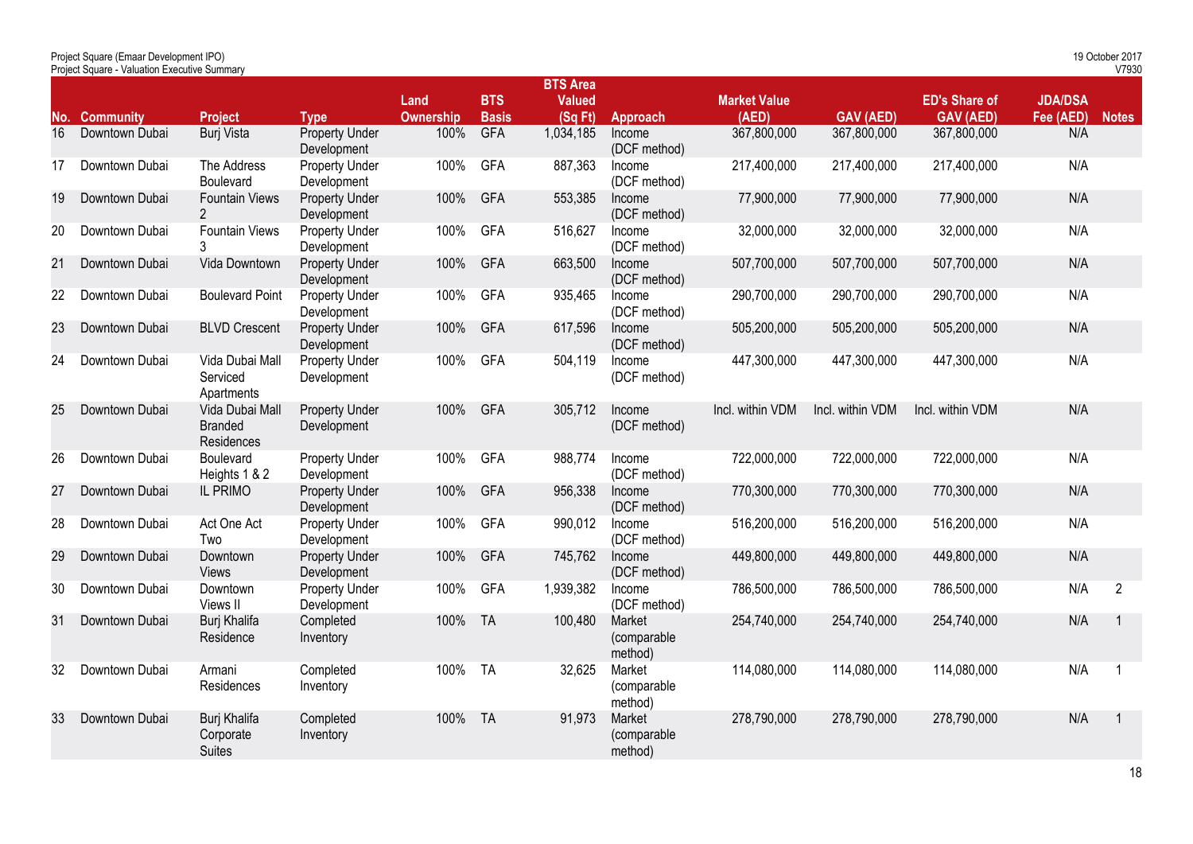| No. | Community | Project | Type | Land Ownership | BTS Basis | BTS Area Valued (Sq Ft) | Approach | Market Value (AED) | GAV (AED) | ED's Share of GAV (AED) | JDA/DSA Fee (AED) | Notes |
|---|---|---|---|---|---|---|---|---|---|---|---|---|
| 16 | Downtown Dubai | Burj Vista | Property Under Development | 100% | GFA | 1,034,185 | Income (DCF method) | 367,800,000 | 367,800,000 | 367,800,000 | N/A | |
| 17 | Downtown Dubai | The Address Boulevard | Property Under Development | 100% | GFA | 887,363 | Income (DCF method) | 217,400,000 | 217,400,000 | 217,400,000 | N/A | |
| 19 | Downtown Dubai | Fountain Views 2 | Property Under Development | 100% | GFA | 553,385 | Income (DCF method) | 77,900,000 | 77,900,000 | 77,900,000 | N/A | |
| 20 | Downtown Dubai | Fountain Views 3 | Property Under Development | 100% | GFA | 516,627 | Income (DCF method) | 32,000,000 | 32,000,000 | 32,000,000 | N/A | |
| 21 | Downtown Dubai | Vida Downtown | Property Under Development | 100% | GFA | 663,500 | Income (DCF method) | 507,700,000 | 507,700,000 | 507,700,000 | N/A | |
| 22 | Downtown Dubai | Boulevard Point | Property Under Development | 100% | GFA | 935,465 | Income (DCF method) | 290,700,000 | 290,700,000 | 290,700,000 | N/A | |
| 23 | Downtown Dubai | BLVD Crescent | Property Under Development | 100% | GFA | 617,596 | Income (DCF method) | 505,200,000 | 505,200,000 | 505,200,000 | N/A | |
| 24 | Downtown Dubai | Vida Dubai Mall Serviced Apartments | Property Under Development | 100% | GFA | 504,119 | Income (DCF method) | 447,300,000 | 447,300,000 | 447,300,000 | N/A | |
| 25 | Downtown Dubai | Vida Dubai Mall Branded Residences | Property Under Development | 100% | GFA | 305,712 | Income (DCF method) | Incl. within VDM | Incl. within VDM | Incl. within VDM | N/A | |
| 26 | Downtown Dubai | Boulevard Heights 1 & 2 | Property Under Development | 100% | GFA | 988,774 | Income (DCF method) | 722,000,000 | 722,000,000 | 722,000,000 | N/A | |
| 27 | Downtown Dubai | IL PRIMO | Property Under Development | 100% | GFA | 956,338 | Income (DCF method) | 770,300,000 | 770,300,000 | 770,300,000 | N/A | |
| 28 | Downtown Dubai | Act One Act Two | Property Under Development | 100% | GFA | 990,012 | Income (DCF method) | 516,200,000 | 516,200,000 | 516,200,000 | N/A | |
| 29 | Downtown Dubai | Downtown Views | Property Under Development | 100% | GFA | 745,762 | Income (DCF method) | 449,800,000 | 449,800,000 | 449,800,000 | N/A | |
| 30 | Downtown Dubai | Downtown Views II | Property Under Development | 100% | GFA | 1,939,382 | Income (DCF method) | 786,500,000 | 786,500,000 | 786,500,000 | N/A | 2 |
| 31 | Downtown Dubai | Burj Khalifa Residence | Completed Inventory | 100% | TA | 100,480 | Market (comparable method) | 254,740,000 | 254,740,000 | 254,740,000 | N/A | 1 |
| 32 | Downtown Dubai | Armani Residences | Completed Inventory | 100% | TA | 32,625 | Market (comparable method) | 114,080,000 | 114,080,000 | 114,080,000 | N/A | 1 |
| 33 | Downtown Dubai | Burj Khalifa Corporate Suites | Completed Inventory | 100% | TA | 91,973 | Market (comparable method) | 278,790,000 | 278,790,000 | 278,790,000 | N/A | 1 |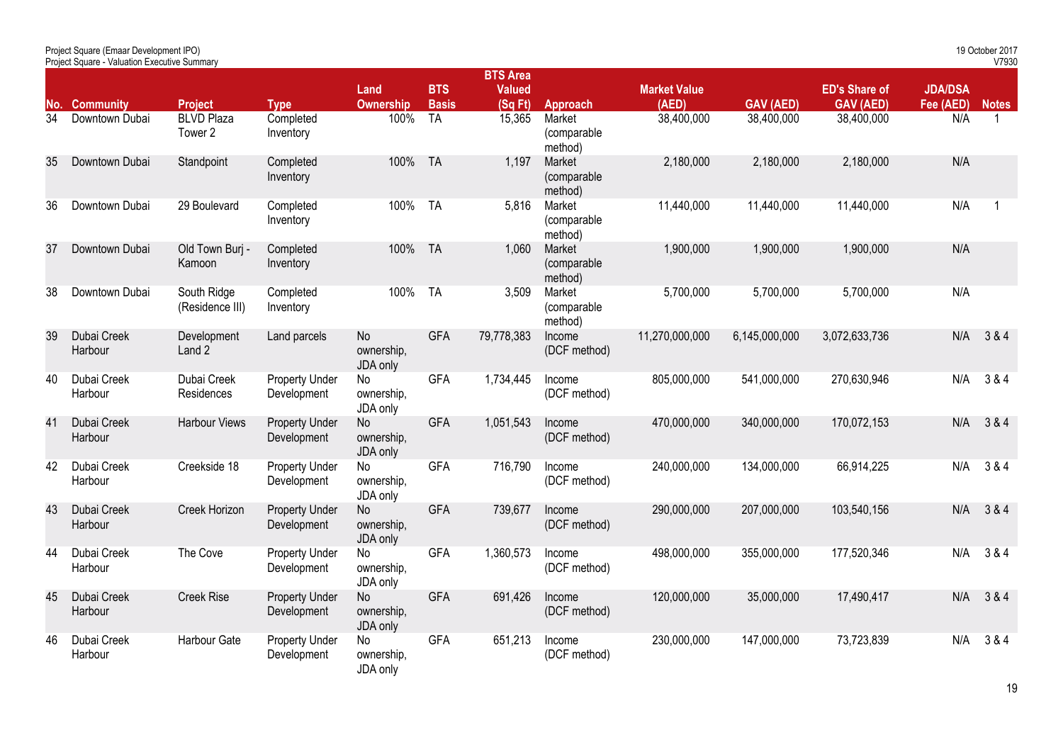| No. | Community | Project | Type | Land Ownership | BTS Basis | BTS Area Valued (Sq Ft) | Approach | Market Value (AED) | GAV (AED) | ED's Share of GAV (AED) | JDA/DSA Fee (AED) | Notes |
|---|---|---|---|---|---|---|---|---|---|---|---|---|
| 34 | Downtown Dubai | BLVD Plaza Tower 2 | Completed Inventory | 100% | TA | 15,365 | Market (comparable method) | 38,400,000 | 38,400,000 | 38,400,000 | N/A | 1 |
| 35 | Downtown Dubai | Standpoint | Completed Inventory | 100% | TA | 1,197 | Market (comparable method) | 2,180,000 | 2,180,000 | 2,180,000 | N/A | |
| 36 | Downtown Dubai | 29 Boulevard | Completed Inventory | 100% | TA | 5,816 | Market (comparable method) | 11,440,000 | 11,440,000 | 11,440,000 | N/A | 1 |
| 37 | Downtown Dubai | Old Town Burj - Kamoon | Completed Inventory | 100% | TA | 1,060 | Market (comparable method) | 1,900,000 | 1,900,000 | 1,900,000 | N/A | |
| 38 | Downtown Dubai | South Ridge (Residence III) | Completed Inventory | 100% | TA | 3,509 | Market (comparable method) | 5,700,000 | 5,700,000 | 5,700,000 | N/A | |
| 39 | Dubai Creek Harbour | Development Land 2 | Land parcels | No ownership, JDA only | GFA | 79,778,383 | Income (DCF method) | 11,270,000,000 | 6,145,000,000 | 3,072,633,736 | N/A | 3 & 4 |
| 40 | Dubai Creek Harbour | Dubai Creek Residences | Property Under Development | No ownership, JDA only | GFA | 1,734,445 | Income (DCF method) | 805,000,000 | 541,000,000 | 270,630,946 | N/A | 3 & 4 |
| 41 | Dubai Creek Harbour | Harbour Views | Property Under Development | No ownership, JDA only | GFA | 1,051,543 | Income (DCF method) | 470,000,000 | 340,000,000 | 170,072,153 | N/A | 3 & 4 |
| 42 | Dubai Creek Harbour | Creekside 18 | Property Under Development | No ownership, JDA only | GFA | 716,790 | Income (DCF method) | 240,000,000 | 134,000,000 | 66,914,225 | N/A | 3 & 4 |
| 43 | Dubai Creek Harbour | Creek Horizon | Property Under Development | No ownership, JDA only | GFA | 739,677 | Income (DCF method) | 290,000,000 | 207,000,000 | 103,540,156 | N/A | 3 & 4 |
| 44 | Dubai Creek Harbour | The Cove | Property Under Development | No ownership, JDA only | GFA | 1,360,573 | Income (DCF method) | 498,000,000 | 355,000,000 | 177,520,346 | N/A | 3 & 4 |
| 45 | Dubai Creek Harbour | Creek Rise | Property Under Development | No ownership, JDA only | GFA | 691,426 | Income (DCF method) | 120,000,000 | 35,000,000 | 17,490,417 | N/A | 3 & 4 |
| 46 | Dubai Creek Harbour | Harbour Gate | Property Under Development | No ownership, JDA only | GFA | 651,213 | Income (DCF method) | 230,000,000 | 147,000,000 | 73,723,839 | N/A | 3 & 4 |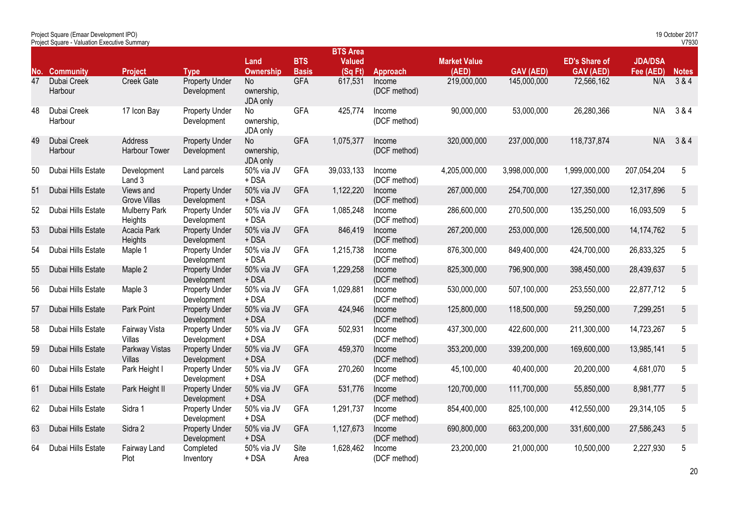| No. | Community | Project | Type | Land Ownership | BTS Basis | BTS Area Valued (Sq Ft) | Approach | Market Value (AED) | GAV (AED) | ED's Share of GAV (AED) | JDA/DSA Fee (AED) | Notes |
|---|---|---|---|---|---|---|---|---|---|---|---|---|
| 47 | Dubai Creek Harbour | Creek Gate | Property Under Development | No ownership, JDA only | GFA | 617,531 | Income (DCF method) | 219,000,000 | 145,000,000 | 72,566,162 | N/A | 3 & 4 |
| 48 | Dubai Creek Harbour | 17 Icon Bay | Property Under Development | No ownership, JDA only | GFA | 425,774 | Income (DCF method) | 90,000,000 | 53,000,000 | 26,280,366 | N/A | 3 & 4 |
| 49 | Dubai Creek Harbour | Address Harbour Tower | Property Under Development | No ownership, JDA only | GFA | 1,075,377 | Income (DCF method) | 320,000,000 | 237,000,000 | 118,737,874 | N/A | 3 & 4 |
| 50 | Dubai Hills Estate | Development Land 3 | Land parcels | 50% via JV + DSA | GFA | 39,033,133 | Income (DCF method) | 4,205,000,000 | 3,998,000,000 | 1,999,000,000 | 207,054,204 | 5 |
| 51 | Dubai Hills Estate | Views and Grove Villas | Property Under Development | 50% via JV + DSA | GFA | 1,122,220 | Income (DCF method) | 267,000,000 | 254,700,000 | 127,350,000 | 12,317,896 | 5 |
| 52 | Dubai Hills Estate | Mulberry Park Heights | Property Under Development | 50% via JV + DSA | GFA | 1,085,248 | Income (DCF method) | 286,600,000 | 270,500,000 | 135,250,000 | 16,093,509 | 5 |
| 53 | Dubai Hills Estate | Acacia Park Heights | Property Under Development | 50% via JV + DSA | GFA | 846,419 | Income (DCF method) | 267,200,000 | 253,000,000 | 126,500,000 | 14,174,762 | 5 |
| 54 | Dubai Hills Estate | Maple 1 | Property Under Development | 50% via JV + DSA | GFA | 1,215,738 | Income (DCF method) | 876,300,000 | 849,400,000 | 424,700,000 | 26,833,325 | 5 |
| 55 | Dubai Hills Estate | Maple 2 | Property Under Development | 50% via JV + DSA | GFA | 1,229,258 | Income (DCF method) | 825,300,000 | 796,900,000 | 398,450,000 | 28,439,637 | 5 |
| 56 | Dubai Hills Estate | Maple 3 | Property Under Development | 50% via JV + DSA | GFA | 1,029,881 | Income (DCF method) | 530,000,000 | 507,100,000 | 253,550,000 | 22,877,712 | 5 |
| 57 | Dubai Hills Estate | Park Point | Property Under Development | 50% via JV + DSA | GFA | 424,946 | Income (DCF method) | 125,800,000 | 118,500,000 | 59,250,000 | 7,299,251 | 5 |
| 58 | Dubai Hills Estate | Fairway Vista Villas | Property Under Development | 50% via JV + DSA | GFA | 502,931 | Income (DCF method) | 437,300,000 | 422,600,000 | 211,300,000 | 14,723,267 | 5 |
| 59 | Dubai Hills Estate | Parkway Vistas Villas | Property Under Development | 50% via JV + DSA | GFA | 459,370 | Income (DCF method) | 353,200,000 | 339,200,000 | 169,600,000 | 13,985,141 | 5 |
| 60 | Dubai Hills Estate | Park Height I | Property Under Development | 50% via JV + DSA | GFA | 270,260 | Income (DCF method) | 45,100,000 | 40,400,000 | 20,200,000 | 4,681,070 | 5 |
| 61 | Dubai Hills Estate | Park Height II | Property Under Development | 50% via JV + DSA | GFA | 531,776 | Income (DCF method) | 120,700,000 | 111,700,000 | 55,850,000 | 8,981,777 | 5 |
| 62 | Dubai Hills Estate | Sidra 1 | Property Under Development | 50% via JV + DSA | GFA | 1,291,737 | Income (DCF method) | 854,400,000 | 825,100,000 | 412,550,000 | 29,314,105 | 5 |
| 63 | Dubai Hills Estate | Sidra 2 | Property Under Development | 50% via JV + DSA | GFA | 1,127,673 | Income (DCF method) | 690,800,000 | 663,200,000 | 331,600,000 | 27,586,243 | 5 |
| 64 | Dubai Hills Estate | Fairway Land Plot | Completed Inventory | 50% via JV + DSA | Site Area | 1,628,462 | Income (DCF method) | 23,200,000 | 21,000,000 | 10,500,000 | 2,227,930 | 5 |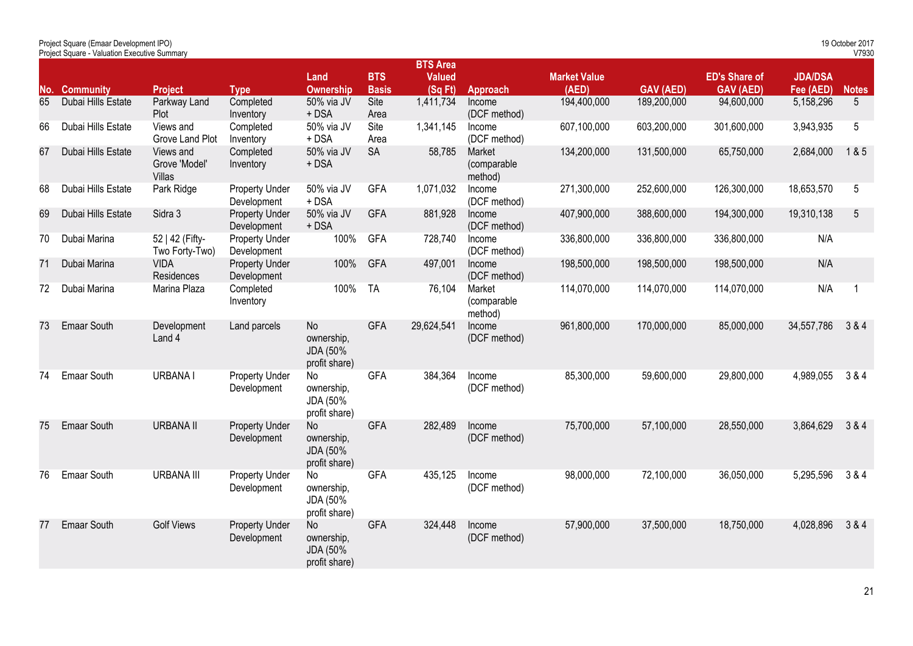Project Square (Emaar Development IPO)
Project Square - Valuation Executive Summary

19 October 2017
V7930

| No. | Community | Project | Type | Land Ownership | BTS Basis | BTS Area Valued (Sq Ft) | Approach | Market Value (AED) | GAV (AED) | ED's Share of GAV (AED) | JDA/DSA Fee (AED) | Notes |
|---|---|---|---|---|---|---|---|---|---|---|---|---|
| 65 | Dubai Hills Estate | Parkway Land Plot | Completed Inventory | 50% via JV + DSA | Site Area | 1,411,734 | Income (DCF method) | 194,400,000 | 189,200,000 | 94,600,000 | 5,158,296 | 5 |
| 66 | Dubai Hills Estate | Views and Grove Land Plot | Completed Inventory | 50% via JV + DSA | Site Area | 1,341,145 | Income (DCF method) | 607,100,000 | 603,200,000 | 301,600,000 | 3,943,935 | 5 |
| 67 | Dubai Hills Estate | Views and Grove 'Model' Villas | Completed Inventory | 50% via JV + DSA | SA | 58,785 | Market (comparable method) | 134,200,000 | 131,500,000 | 65,750,000 | 2,684,000 | 1 & 5 |
| 68 | Dubai Hills Estate | Park Ridge | Property Under Development | 50% via JV + DSA | GFA | 1,071,032 | Income (DCF method) | 271,300,000 | 252,600,000 | 126,300,000 | 18,653,570 | 5 |
| 69 | Dubai Hills Estate | Sidra 3 | Property Under Development | 50% via JV + DSA | GFA | 881,928 | Income (DCF method) | 407,900,000 | 388,600,000 | 194,300,000 | 19,310,138 | 5 |
| 70 | Dubai Marina | 52 \| 42 (Fifty-Two Forty-Two) | Property Under Development | 100% | GFA | 728,740 | Income (DCF method) | 336,800,000 | 336,800,000 | 336,800,000 | N/A | |
| 71 | Dubai Marina | VIDA Residences | Property Under Development | 100% | GFA | 497,001 | Income (DCF method) | 198,500,000 | 198,500,000 | 198,500,000 | N/A | |
| 72 | Dubai Marina | Marina Plaza | Completed Inventory | 100% | TA | 76,104 | Market (comparable method) | 114,070,000 | 114,070,000 | 114,070,000 | N/A | 1 |
| 73 | Emaar South | Development Land 4 | Land parcels | No ownership, JDA (50% profit share) | GFA | 29,624,541 | Income (DCF method) | 961,800,000 | 170,000,000 | 85,000,000 | 34,557,786 | 3 & 4 |
| 74 | Emaar South | URBANA I | Property Under Development | No ownership, JDA (50% profit share) | GFA | 384,364 | Income (DCF method) | 85,300,000 | 59,600,000 | 29,800,000 | 4,989,055 | 3 & 4 |
| 75 | Emaar South | URBANA II | Property Under Development | No ownership, JDA (50% profit share) | GFA | 282,489 | Income (DCF method) | 75,700,000 | 57,100,000 | 28,550,000 | 3,864,629 | 3 & 4 |
| 76 | Emaar South | URBANA III | Property Under Development | No ownership, JDA (50% profit share) | GFA | 435,125 | Income (DCF method) | 98,000,000 | 72,100,000 | 36,050,000 | 5,295,596 | 3 & 4 |
| 77 | Emaar South | Golf Views | Property Under Development | No ownership, JDA (50% profit share) | GFA | 324,448 | Income (DCF method) | 57,900,000 | 37,500,000 | 18,750,000 | 4,028,896 | 3 & 4 |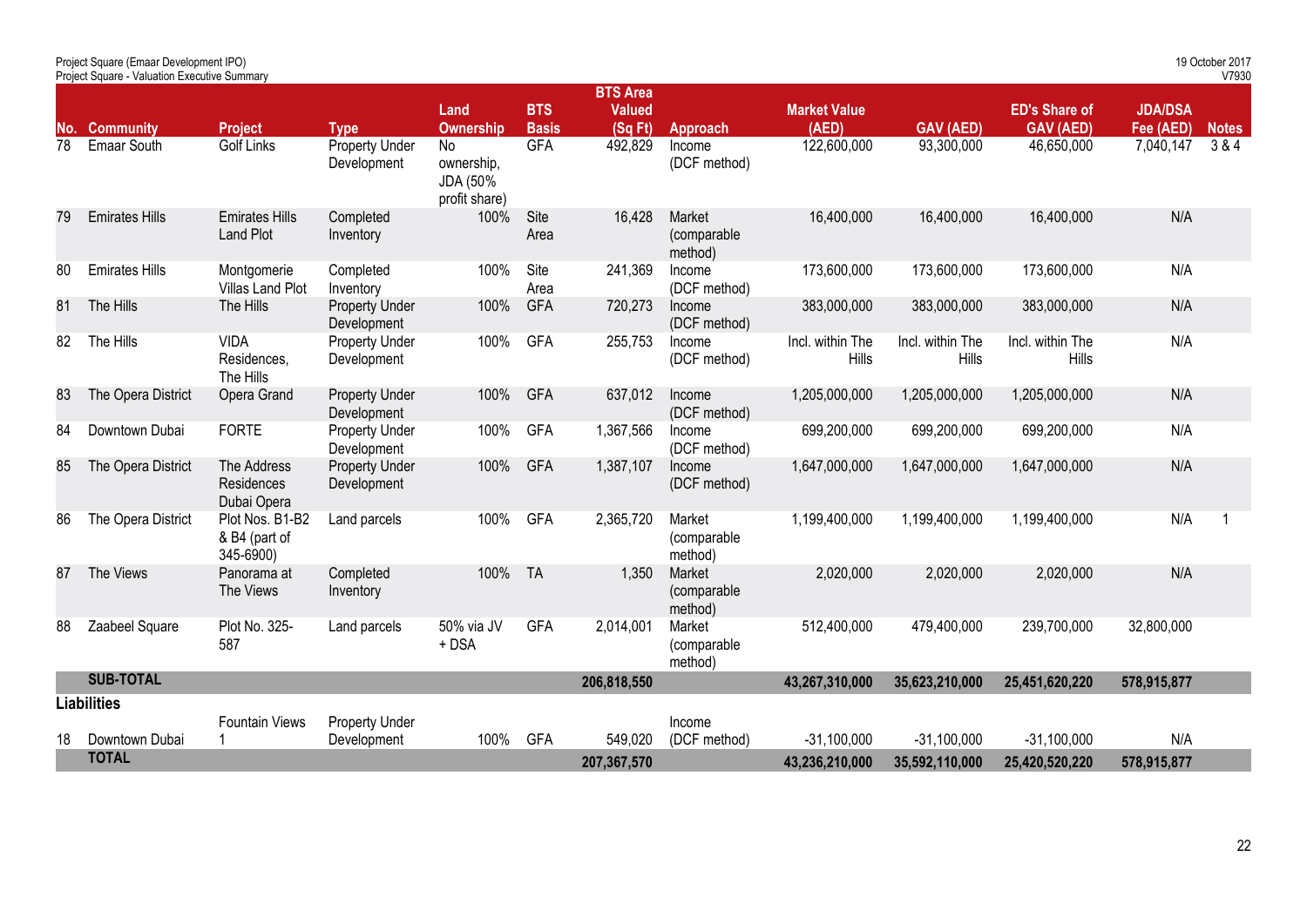Project Square (Emaar Development IPO)
Project Square - Valuation Executive Summary

19 October 2017
V7930

| No. | Community | Project | Type | Land Ownership | BTS Basis | BTS Area Valued (Sq Ft) | Approach | Market Value (AED) | GAV (AED) | ED's Share of GAV (AED) | JDA/DSA Fee (AED) | Notes |
|---|---|---|---|---|---|---|---|---|---|---|---|---|
| 78 | Emaar South | Golf Links | Property Under Development | No ownership, JDA (50% profit share) | GFA | 492,829 | Income (DCF method) | 122,600,000 | 93,300,000 | 46,650,000 | 7,040,147 | 3 & 4 |
| 79 | Emirates Hills | Emirates Hills Land Plot | Completed Inventory | 100% | Site Area | 16,428 | Market (comparable method) | 16,400,000 | 16,400,000 | 16,400,000 | N/A | |
| 80 | Emirates Hills | Montgomerie Villas Land Plot | Completed Inventory | 100% | Site Area | 241,369 | Income (DCF method) | 173,600,000 | 173,600,000 | 173,600,000 | N/A | |
| 81 | The Hills | The Hills | Property Under Development | 100% | GFA | 720,273 | Income (DCF method) | 383,000,000 | 383,000,000 | 383,000,000 | N/A | |
| 82 | The Hills | VIDA Residences, The Hills | Property Under Development | 100% | GFA | 255,753 | Income (DCF method) | Incl. within The Hills | Incl. within The Hills | Incl. within The Hills | N/A | |
| 83 | The Opera District | Opera Grand | Property Under Development | 100% | GFA | 637,012 | Income (DCF method) | 1,205,000,000 | 1,205,000,000 | 1,205,000,000 | N/A | |
| 84 | Downtown Dubai | FORTE | Property Under Development | 100% | GFA | 1,367,566 | Income (DCF method) | 699,200,000 | 699,200,000 | 699,200,000 | N/A | |
| 85 | The Opera District | The Address Residences Dubai Opera | Property Under Development | 100% | GFA | 1,387,107 | Income (DCF method) | 1,647,000,000 | 1,647,000,000 | 1,647,000,000 | N/A | |
| 86 | The Opera District | Plot Nos. B1-B2 & B4 (part of 345-6900) | Land parcels | 100% | GFA | 2,365,720 | Market (comparable method) | 1,199,400,000 | 1,199,400,000 | 1,199,400,000 | N/A | 1 |
| 87 | The Views | Panorama at The Views | Completed Inventory | 100% | TA | 1,350 | Market (comparable method) | 2,020,000 | 2,020,000 | 2,020,000 | N/A | |
| 88 | Zaabeel Square | Plot No. 325-587 | Land parcels | 50% via JV + DSA | GFA | 2,014,001 | Market (comparable method) | 512,400,000 | 479,400,000 | 239,700,000 | 32,800,000 | |
| | **SUB-TOTAL** | | | | | **206,818,550** | | **43,267,310,000** | **35,623,210,000** | **25,451,620,220** | **578,915,877** | |
| **Liabilities** | | | | | | | | | | | | |
| 18 | Downtown Dubai | Fountain Views 1 | Property Under Development | 100% | GFA | 549,020 | Income (DCF method) | -31,100,000 | -31,100,000 | -31,100,000 | N/A | |
| | **TOTAL** | | | | | **207,367,570** | | **43,236,210,000** | **35,592,110,000** | **25,420,520,220** | **578,915,877** | |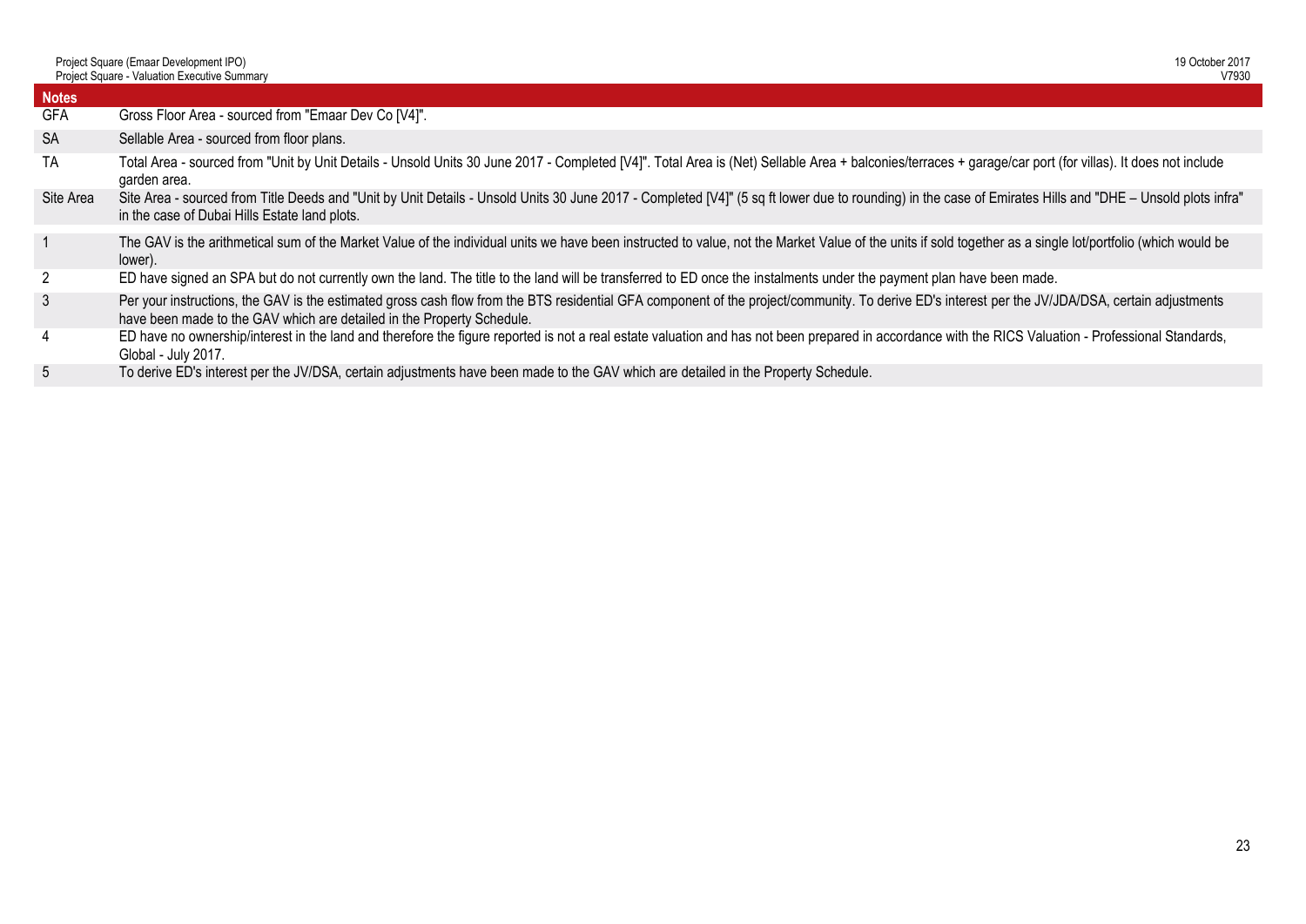| Notes | |
|---|---|
| GFA | Gross Floor Area - sourced from "Emaar Dev Co [V4]". |
| SA | Sellable Area - sourced from floor plans. |
| TA | Total Area - sourced from "Unit by Unit Details - Unsold Units 30 June 2017 - Completed [V4]". Total Area is (Net) Sellable Area + balconies/terraces + garage/car port (for villas). It does not include garden area. |
| Site Area | Site Area - sourced from Title Deeds and "Unit by Unit Details - Unsold Units 30 June 2017 - Completed [V4]" (5 sq ft lower due to rounding) in the case of Emirates Hills and "DHE – Unsold plots infra" in the case of Dubai Hills Estate land plots. |
| 1 | The GAV is the arithmetical sum of the Market Value of the individual units we have been instructed to value, not the Market Value of the units if sold together as a single lot/portfolio (which would be lower). |
| 2 | ED have signed an SPA but do not currently own the land. The title to the land will be transferred to ED once the instalments under the payment plan have been made. |
| 3 | Per your instructions, the GAV is the estimated gross cash flow from the BTS residential GFA component of the project/community. To derive ED's interest per the JV/JDA/DSA, certain adjustments have been made to the GAV which are detailed in the Property Schedule. |
| 4 | ED have no ownership/interest in the land and therefore the figure reported is not a real estate valuation and has not been prepared in accordance with the RICS Valuation - Professional Standards, Global - July 2017. |
| 5 | To derive ED's interest per the JV/DSA, certain adjustments have been made to the GAV which are detailed in the Property Schedule. |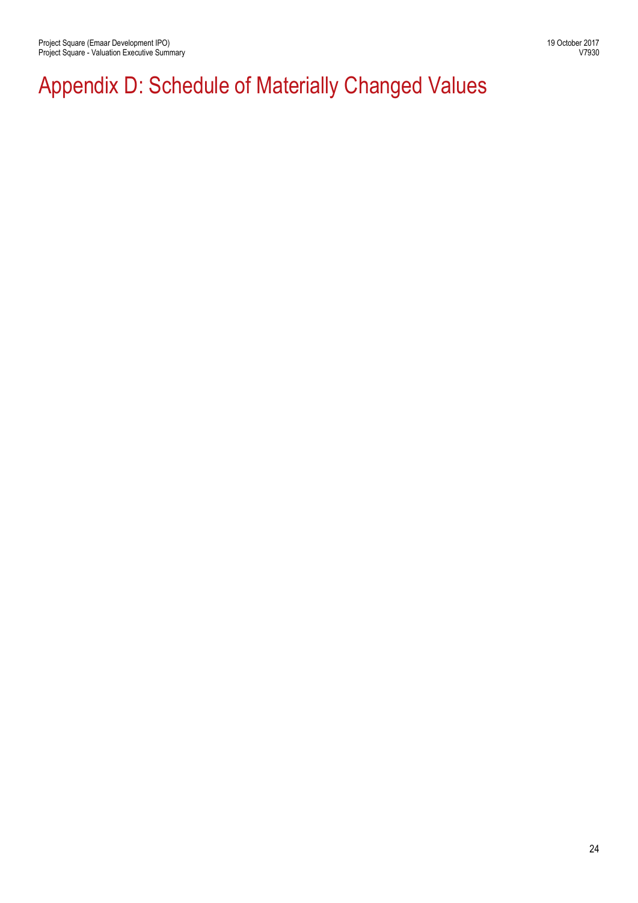# Appendix D: Schedule of Materially Changed Values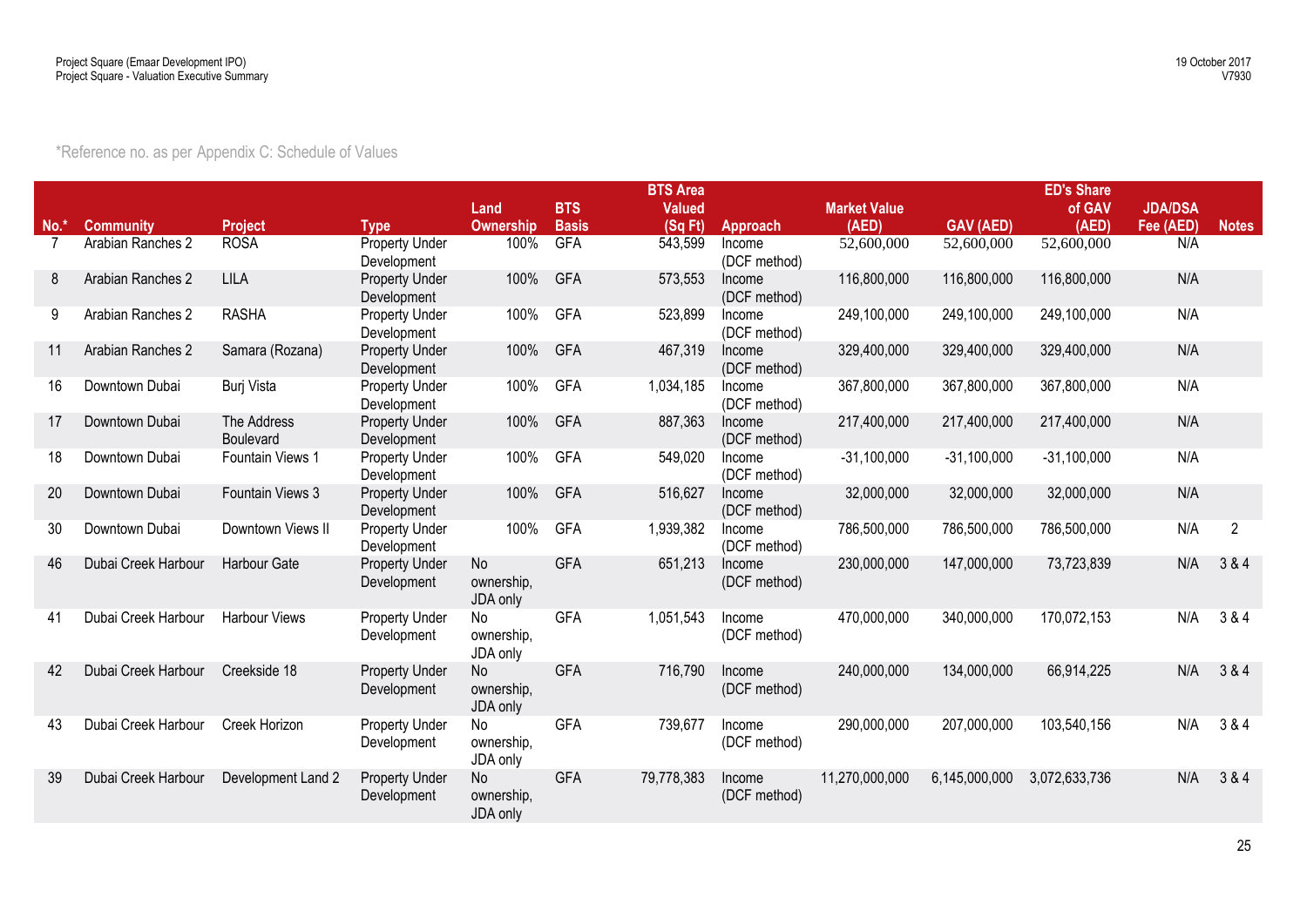*Reference no. as per Appendix C: Schedule of Values

| No.* | Community | Project | Type | Land Ownership | BTS Basis | BTS Area Valued (Sq Ft) | Approach | Market Value (AED) | GAV (AED) | ED's Share of GAV (AED) | JDA/DSA Fee (AED) | Notes |
|---|---|---|---|---|---|---|---|---|---|---|---|---|
| 7 | Arabian Ranches 2 | ROSA | Property Under Development | 100% | GFA | 543,599 | Income (DCF method) | 52,600,000 | 52,600,000 | 52,600,000 | N/A | |
| 8 | Arabian Ranches 2 | LILA | Property Under Development | 100% | GFA | 573,553 | Income (DCF method) | 116,800,000 | 116,800,000 | 116,800,000 | N/A | |
| 9 | Arabian Ranches 2 | RASHA | Property Under Development | 100% | GFA | 523,899 | Income (DCF method) | 249,100,000 | 249,100,000 | 249,100,000 | N/A | |
| 11 | Arabian Ranches 2 | Samara (Rozana) | Property Under Development | 100% | GFA | 467,319 | Income (DCF method) | 329,400,000 | 329,400,000 | 329,400,000 | N/A | |
| 16 | Downtown Dubai | Burj Vista | Property Under Development | 100% | GFA | 1,034,185 | Income (DCF method) | 367,800,000 | 367,800,000 | 367,800,000 | N/A | |
| 17 | Downtown Dubai | The Address Boulevard | Property Under Development | 100% | GFA | 887,363 | Income (DCF method) | 217,400,000 | 217,400,000 | 217,400,000 | N/A | |
| 18 | Downtown Dubai | Fountain Views 1 | Property Under Development | 100% | GFA | 549,020 | Income (DCF method) | -31,100,000 | -31,100,000 | -31,100,000 | N/A | |
| 20 | Downtown Dubai | Fountain Views 3 | Property Under Development | 100% | GFA | 516,627 | Income (DCF method) | 32,000,000 | 32,000,000 | 32,000,000 | N/A | |
| 30 | Downtown Dubai | Downtown Views II | Property Under Development | 100% | GFA | 1,939,382 | Income (DCF method) | 786,500,000 | 786,500,000 | 786,500,000 | N/A | 2 |
| 46 | Dubai Creek Harbour | Harbour Gate | Property Under Development | No ownership, JDA only | GFA | 651,213 | Income (DCF method) | 230,000,000 | 147,000,000 | 73,723,839 | N/A | 3 & 4 |
| 41 | Dubai Creek Harbour | Harbour Views | Property Under Development | No ownership, JDA only | GFA | 1,051,543 | Income (DCF method) | 470,000,000 | 340,000,000 | 170,072,153 | N/A | 3 & 4 |
| 42 | Dubai Creek Harbour | Creekside 18 | Property Under Development | No ownership, JDA only | GFA | 716,790 | Income (DCF method) | 240,000,000 | 134,000,000 | 66,914,225 | N/A | 3 & 4 |
| 43 | Dubai Creek Harbour | Creek Horizon | Property Under Development | No ownership, JDA only | GFA | 739,677 | Income (DCF method) | 290,000,000 | 207,000,000 | 103,540,156 | N/A | 3 & 4 |
| 39 | Dubai Creek Harbour | Development Land 2 | Property Under Development | No ownership, JDA only | GFA | 79,778,383 | Income (DCF method) | 11,270,000,000 | 6,145,000,000 | 3,072,633,736 | N/A | 3 & 4 |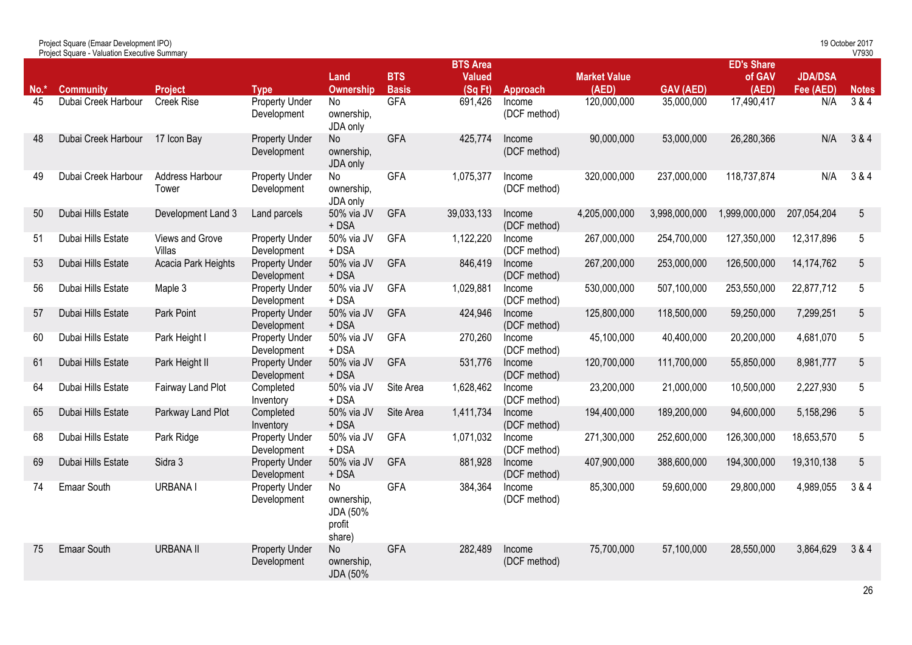| No.* | Community | Project | Type | Land Ownership | BTS Basis | BTS Area Valued (Sq Ft) | Approach | Market Value (AED) | GAV (AED) | ED's Share of GAV (AED) | JDA/DSA Fee (AED) | Notes |
|---|---|---|---|---|---|---|---|---|---|---|---|---|
| 45 | Dubai Creek Harbour | Creek Rise | Property Under Development | No ownership, JDA only | GFA | 691,426 | Income (DCF method) | 120,000,000 | 35,000,000 | 17,490,417 | N/A | 3 & 4 |
| 48 | Dubai Creek Harbour | 17 Icon Bay | Property Under Development | No ownership, JDA only | GFA | 425,774 | Income (DCF method) | 90,000,000 | 53,000,000 | 26,280,366 | N/A | 3 & 4 |
| 49 | Dubai Creek Harbour | Address Harbour Tower | Property Under Development | No ownership, JDA only | GFA | 1,075,377 | Income (DCF method) | 320,000,000 | 237,000,000 | 118,737,874 | N/A | 3 & 4 |
| 50 | Dubai Hills Estate | Development Land 3 | Land parcels | 50% via JV + DSA | GFA | 39,033,133 | Income (DCF method) | 4,205,000,000 | 3,998,000,000 | 1,999,000,000 | 207,054,204 | 5 |
| 51 | Dubai Hills Estate | Views and Grove Villas | Property Under Development | 50% via JV + DSA | GFA | 1,122,220 | Income (DCF method) | 267,000,000 | 254,700,000 | 127,350,000 | 12,317,896 | 5 |
| 53 | Dubai Hills Estate | Acacia Park Heights | Property Under Development | 50% via JV + DSA | GFA | 846,419 | Income (DCF method) | 267,200,000 | 253,000,000 | 126,500,000 | 14,174,762 | 5 |
| 56 | Dubai Hills Estate | Maple 3 | Property Under Development | 50% via JV + DSA | GFA | 1,029,881 | Income (DCF method) | 530,000,000 | 507,100,000 | 253,550,000 | 22,877,712 | 5 |
| 57 | Dubai Hills Estate | Park Point | Property Under Development | 50% via JV + DSA | GFA | 424,946 | Income (DCF method) | 125,800,000 | 118,500,000 | 59,250,000 | 7,299,251 | 5 |
| 60 | Dubai Hills Estate | Park Height I | Property Under Development | 50% via JV + DSA | GFA | 270,260 | Income (DCF method) | 45,100,000 | 40,400,000 | 20,200,000 | 4,681,070 | 5 |
| 61 | Dubai Hills Estate | Park Height II | Property Under Development | 50% via JV + DSA | GFA | 531,776 | Income (DCF method) | 120,700,000 | 111,700,000 | 55,850,000 | 8,981,777 | 5 |
| 64 | Dubai Hills Estate | Fairway Land Plot | Completed Inventory | 50% via JV + DSA | Site Area | 1,628,462 | Income (DCF method) | 23,200,000 | 21,000,000 | 10,500,000 | 2,227,930 | 5 |
| 65 | Dubai Hills Estate | Parkway Land Plot | Completed Inventory | 50% via JV + DSA | Site Area | 1,411,734 | Income (DCF method) | 194,400,000 | 189,200,000 | 94,600,000 | 5,158,296 | 5 |
| 68 | Dubai Hills Estate | Park Ridge | Property Under Development | 50% via JV + DSA | GFA | 1,071,032 | Income (DCF method) | 271,300,000 | 252,600,000 | 126,300,000 | 18,653,570 | 5 |
| 69 | Dubai Hills Estate | Sidra 3 | Property Under Development | 50% via JV + DSA | GFA | 881,928 | Income (DCF method) | 407,900,000 | 388,600,000 | 194,300,000 | 19,310,138 | 5 |
| 74 | Emaar South | URBANA I | Property Under Development | No ownership, JDA (50% profit share) | GFA | 384,364 | Income (DCF method) | 85,300,000 | 59,600,000 | 29,800,000 | 4,989,055 | 3 & 4 |
| 75 | Emaar South | URBANA II | Property Under Development | No ownership, JDA (50% | GFA | 282,489 | Income (DCF method) | 75,700,000 | 57,100,000 | 28,550,000 | 3,864,629 | 3 & 4 |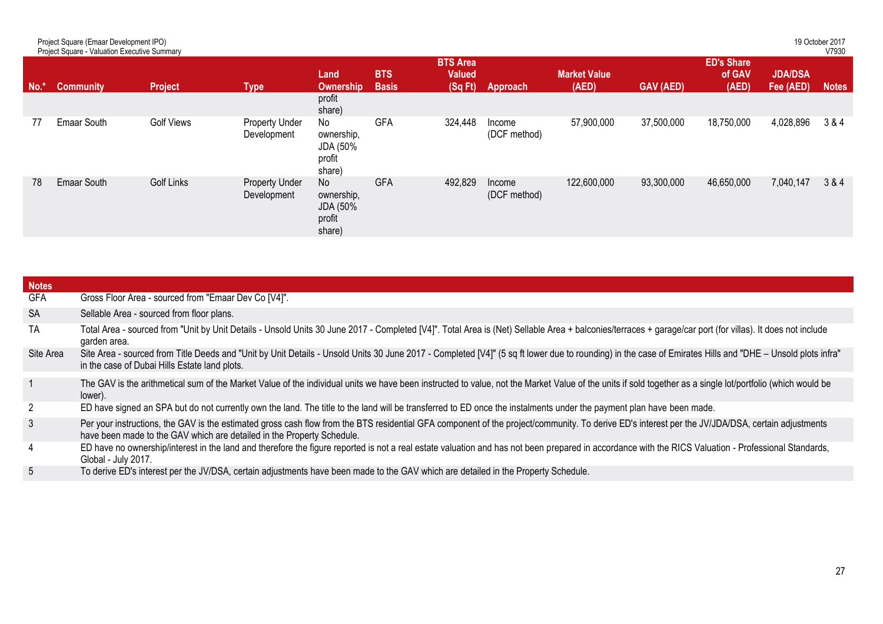| No.* | Community | Project | Type | Land Ownership | BTS Basis | BTS Area Valued (Sq Ft) | Approach | Market Value (AED) | GAV (AED) | ED's Share of GAV (AED) | JDA/DSA Fee (AED) | Notes |
|---|---|---|---|---|---|---|---|---|---|---|---|---|
| | | | | profit share) | | | | | | | | |
| 77 | Emaar South | Golf Views | Property Under Development | No ownership, JDA (50% profit share) | GFA | 324,448 | Income (DCF method) | 57,900,000 | 37,500,000 | 18,750,000 | 4,028,896 | 3 & 4 |
| 78 | Emaar South | Golf Links | Property Under Development | No ownership, JDA (50% profit share) | GFA | 492,829 | Income (DCF method) | 122,600,000 | 93,300,000 | 46,650,000 | 7,040,147 | 3 & 4 |

| Notes | |
|---|---|
| GFA | Gross Floor Area - sourced from "Emaar Dev Co [V4]". |
| SA | Sellable Area - sourced from floor plans. |
| TA | Total Area - sourced from "Unit by Unit Details - Unsold Units 30 June 2017 - Completed [V4]". Total Area is (Net) Sellable Area + balconies/terraces + garage/car port (for villas). It does not include garden area. |
| Site Area | Site Area - sourced from Title Deeds and "Unit by Unit Details - Unsold Units 30 June 2017 - Completed [V4]" (5 sq ft lower due to rounding) in the case of Emirates Hills and "DHE – Unsold plots infra" in the case of Dubai Hills Estate land plots. |
| 1 | The GAV is the arithmetical sum of the Market Value of the individual units we have been instructed to value, not the Market Value of the units if sold together as a single lot/portfolio (which would be lower). |
| 2 | ED have signed an SPA but do not currently own the land. The title to the land will be transferred to ED once the instalments under the payment plan have been made. |
| 3 | Per your instructions, the GAV is the estimated gross cash flow from the BTS residential GFA component of the project/community. To derive ED's interest per the JV/JDA/DSA, certain adjustments have been made to the GAV which are detailed in the Property Schedule. |
| 4 | ED have no ownership/interest in the land and therefore the figure reported is not a real estate valuation and has not been prepared in accordance with the RICS Valuation - Professional Standards, Global - July 2017. |
| 5 | To derive ED's interest per the JV/DSA, certain adjustments have been made to the GAV which are detailed in the Property Schedule. |